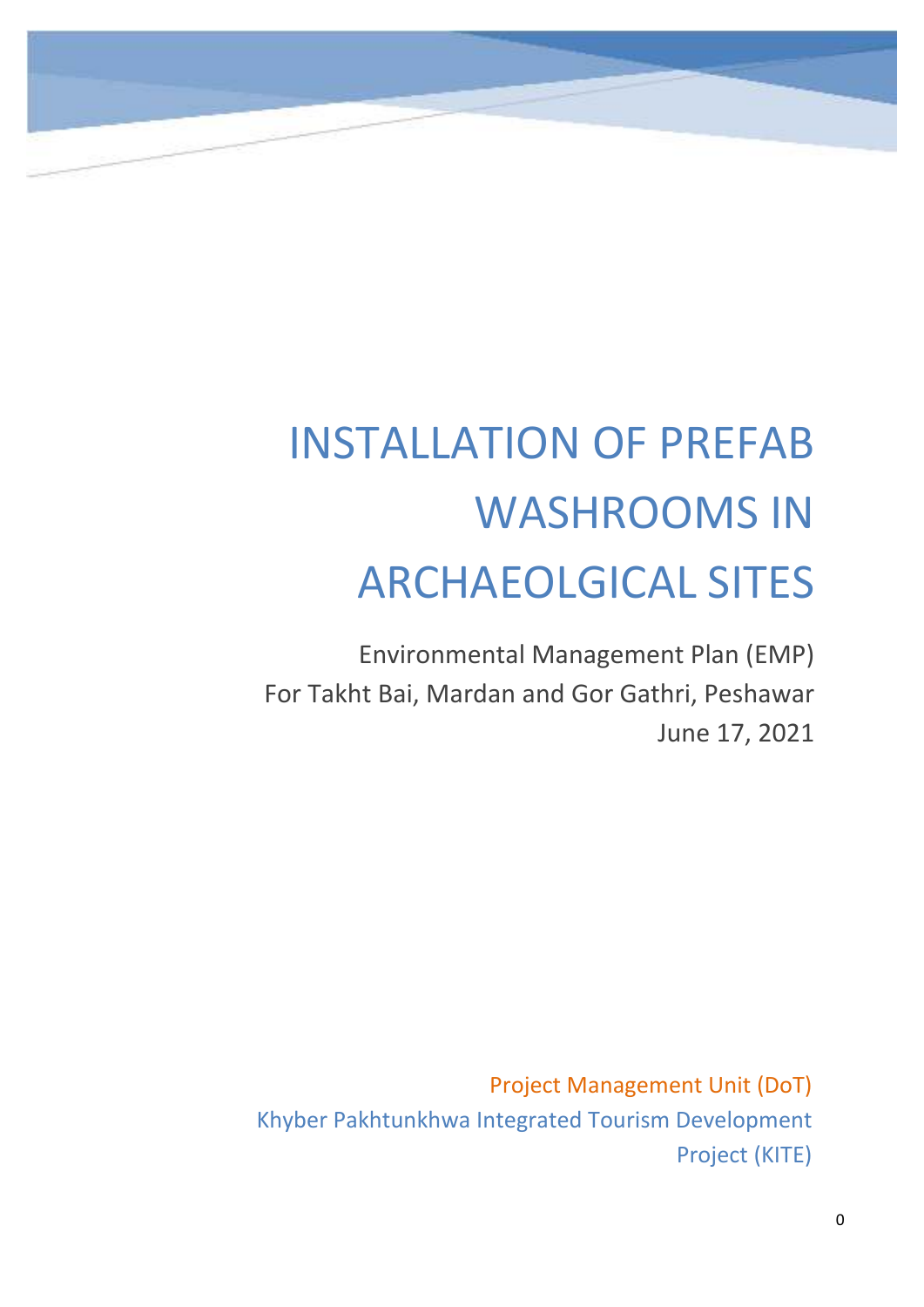# INSTALLATION OF PREFAB WASHROOMS IN ARCHAEOLGICAL SITES

Environmental Management Plan (EMP)
For Takht Bai, Mardan and Gor Gathri, Peshawar
June 17, 2021

Project Management Unit (DoT)
Khyber Pakhtunkhwa Integrated Tourism Development Project (KITE)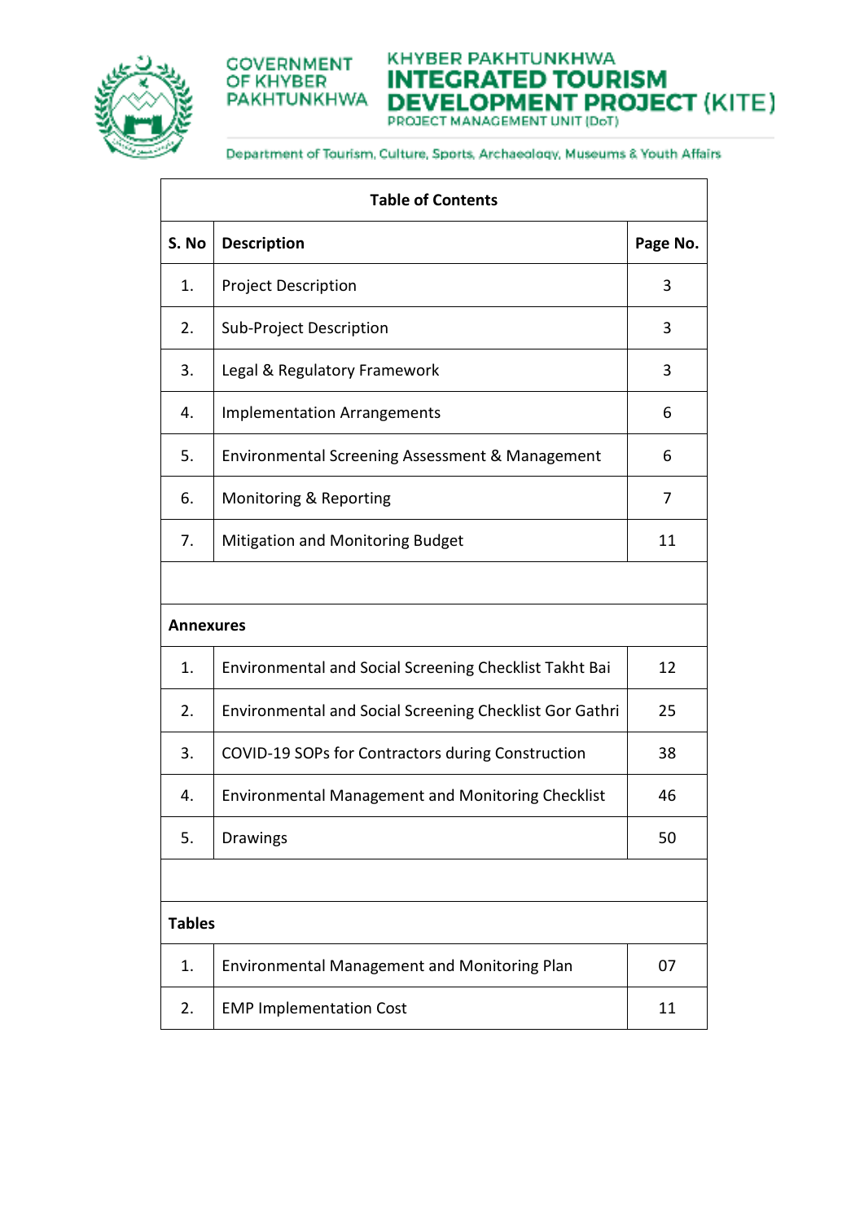GOVERNMENT OF KHYBER PAKHTUNKHWA

KHYBER PAKHTUNKHWA INTEGRATED TOURISM DEVELOPMENT PROJECT (KITE)
PROJECT MANAGEMENT UNIT (DoT)

Department of Tourism, Culture, Sports, Archaeology, Museums & Youth Affairs

| Table of Contents | | |
|---|---|---|
| **S. No** | **Description** | **Page No.** |
| 1. | Project Description | 3 |
| 2. | Sub-Project Description | 3 |
| 3. | Legal & Regulatory Framework | 3 |
| 4. | Implementation Arrangements | 6 |
| 5. | Environmental Screening Assessment & Management | 6 |
| 6. | Monitoring & Reporting | 7 |
| 7. | Mitigation and Monitoring Budget | 11 |
| | | |
| **Annexures** | | |
| 1. | Environmental and Social Screening Checklist Takht Bai | 12 |
| 2. | Environmental and Social Screening Checklist Gor Gathri | 25 |
| 3. | COVID-19 SOPs for Contractors during Construction | 38 |
| 4. | Environmental Management and Monitoring Checklist | 46 |
| 5. | Drawings | 50 |
| | | |
| **Tables** | | |
| 1. | Environmental Management and Monitoring Plan | 07 |
| 2. | EMP Implementation Cost | 11 |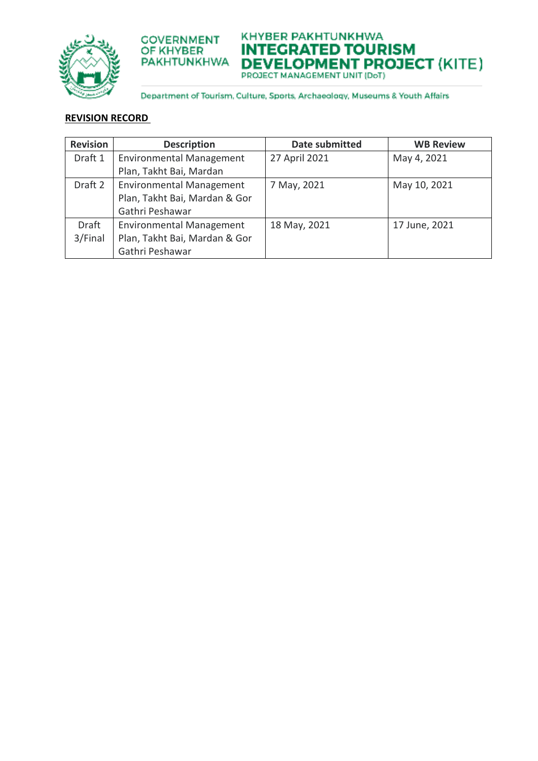**REVISION RECORD**

| Revision | Description | Date submitted | WB Review |
|---|---|---|---|
| Draft 1 | Environmental Management Plan, Takht Bai, Mardan | 27 April 2021 | May 4, 2021 |
| Draft 2 | Environmental Management Plan, Takht Bai, Mardan & Gor Gathri Peshawar | 7 May, 2021 | May 10, 2021 |
| Draft 3/Final | Environmental Management Plan, Takht Bai, Mardan & Gor Gathri Peshawar | 18 May, 2021 | 17 June, 2021 |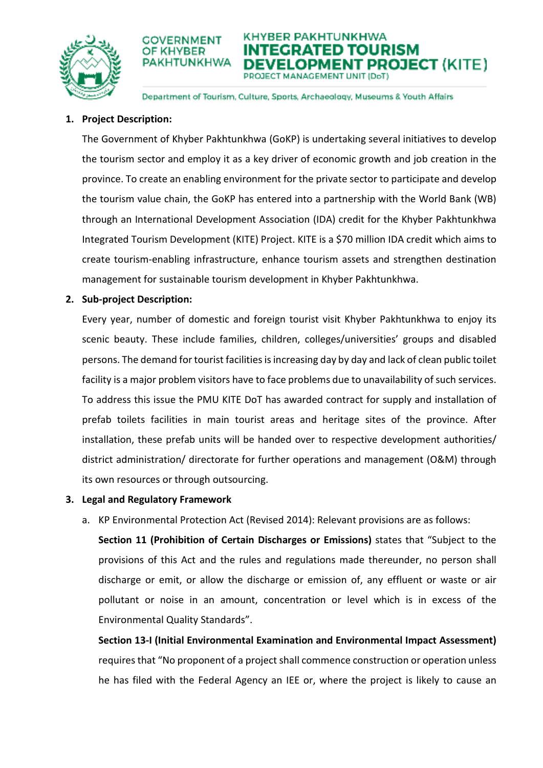1. **Project Description:**

   The Government of Khyber Pakhtunkhwa (GoKP) is undertaking several initiatives to develop the tourism sector and employ it as a key driver of economic growth and job creation in the province. To create an enabling environment for the private sector to participate and develop the tourism value chain, the GoKP has entered into a partnership with the World Bank (WB) through an International Development Association (IDA) credit for the Khyber Pakhtunkhwa Integrated Tourism Development (KITE) Project. KITE is a $70 million IDA credit which aims to create tourism-enabling infrastructure, enhance tourism assets and strengthen destination management for sustainable tourism development in Khyber Pakhtunkhwa.

2. **Sub-project Description:**

   Every year, number of domestic and foreign tourist visit Khyber Pakhtunkhwa to enjoy its scenic beauty. These include families, children, colleges/universities' groups and disabled persons. The demand for tourist facilities is increasing day by day and lack of clean public toilet facility is a major problem visitors have to face problems due to unavailability of such services. To address this issue the PMU KITE DoT has awarded contract for supply and installation of prefab toilets facilities in main tourist areas and heritage sites of the province. After installation, these prefab units will be handed over to respective development authorities/ district administration/ directorate for further operations and management (O&M) through its own resources or through outsourcing.

3. **Legal and Regulatory Framework**

   a. KP Environmental Protection Act (Revised 2014): Relevant provisions are as follows:

      **Section 11 (Prohibition of Certain Discharges or Emissions)** states that "Subject to the provisions of this Act and the rules and regulations made thereunder, no person shall discharge or emit, or allow the discharge or emission of, any effluent or waste or air pollutant or noise in an amount, concentration or level which is in excess of the Environmental Quality Standards".

      **Section 13-I (Initial Environmental Examination and Environmental Impact Assessment)** requires that "No proponent of a project shall commence construction or operation unless he has filed with the Federal Agency an IEE or, where the project is likely to cause an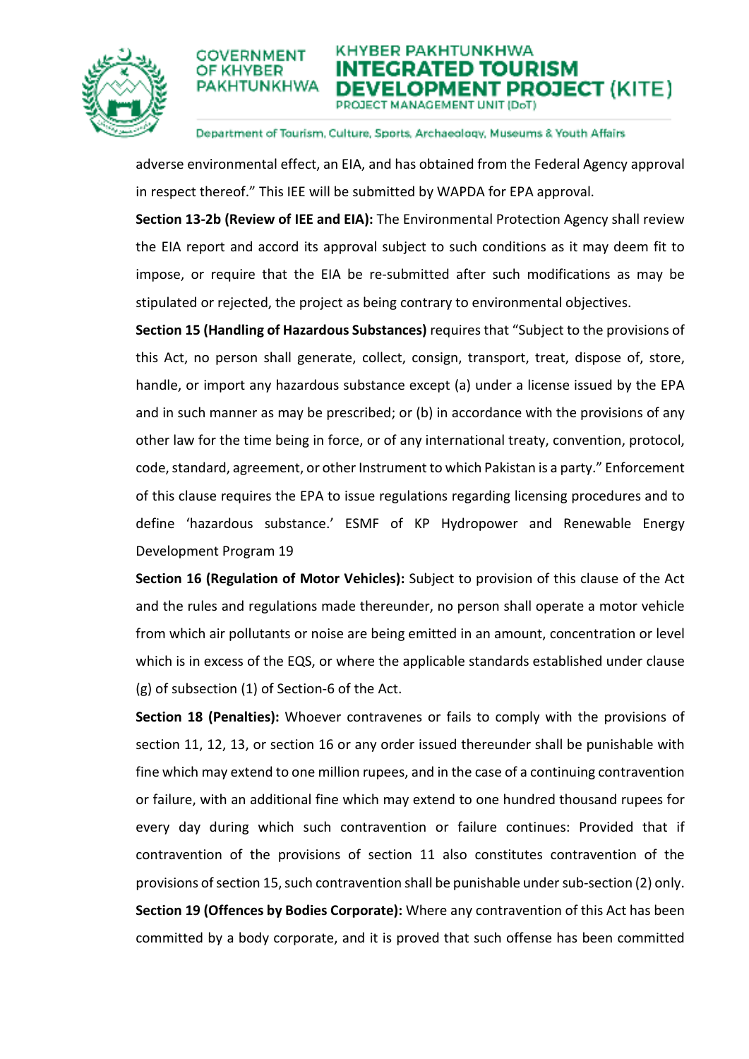adverse environmental effect, an EIA, and has obtained from the Federal Agency approval in respect thereof." This IEE will be submitted by WAPDA for EPA approval.

**Section 13-2b (Review of IEE and EIA):** The Environmental Protection Agency shall review the EIA report and accord its approval subject to such conditions as it may deem fit to impose, or require that the EIA be re-submitted after such modifications as may be stipulated or rejected, the project as being contrary to environmental objectives.

**Section 15 (Handling of Hazardous Substances)** requires that "Subject to the provisions of this Act, no person shall generate, collect, consign, transport, treat, dispose of, store, handle, or import any hazardous substance except (a) under a license issued by the EPA and in such manner as may be prescribed; or (b) in accordance with the provisions of any other law for the time being in force, or of any international treaty, convention, protocol, code, standard, agreement, or other Instrument to which Pakistan is a party." Enforcement of this clause requires the EPA to issue regulations regarding licensing procedures and to define 'hazardous substance.' ESMF of KP Hydropower and Renewable Energy Development Program 19

**Section 16 (Regulation of Motor Vehicles):** Subject to provision of this clause of the Act and the rules and regulations made thereunder, no person shall operate a motor vehicle from which air pollutants or noise are being emitted in an amount, concentration or level which is in excess of the EQS, or where the applicable standards established under clause (g) of subsection (1) of Section-6 of the Act.

**Section 18 (Penalties):** Whoever contravenes or fails to comply with the provisions of section 11, 12, 13, or section 16 or any order issued thereunder shall be punishable with fine which may extend to one million rupees, and in the case of a continuing contravention or failure, with an additional fine which may extend to one hundred thousand rupees for every day during which such contravention or failure continues: Provided that if contravention of the provisions of section 11 also constitutes contravention of the provisions of section 15, such contravention shall be punishable under sub-section (2) only.

**Section 19 (Offences by Bodies Corporate):** Where any contravention of this Act has been committed by a body corporate, and it is proved that such offense has been committed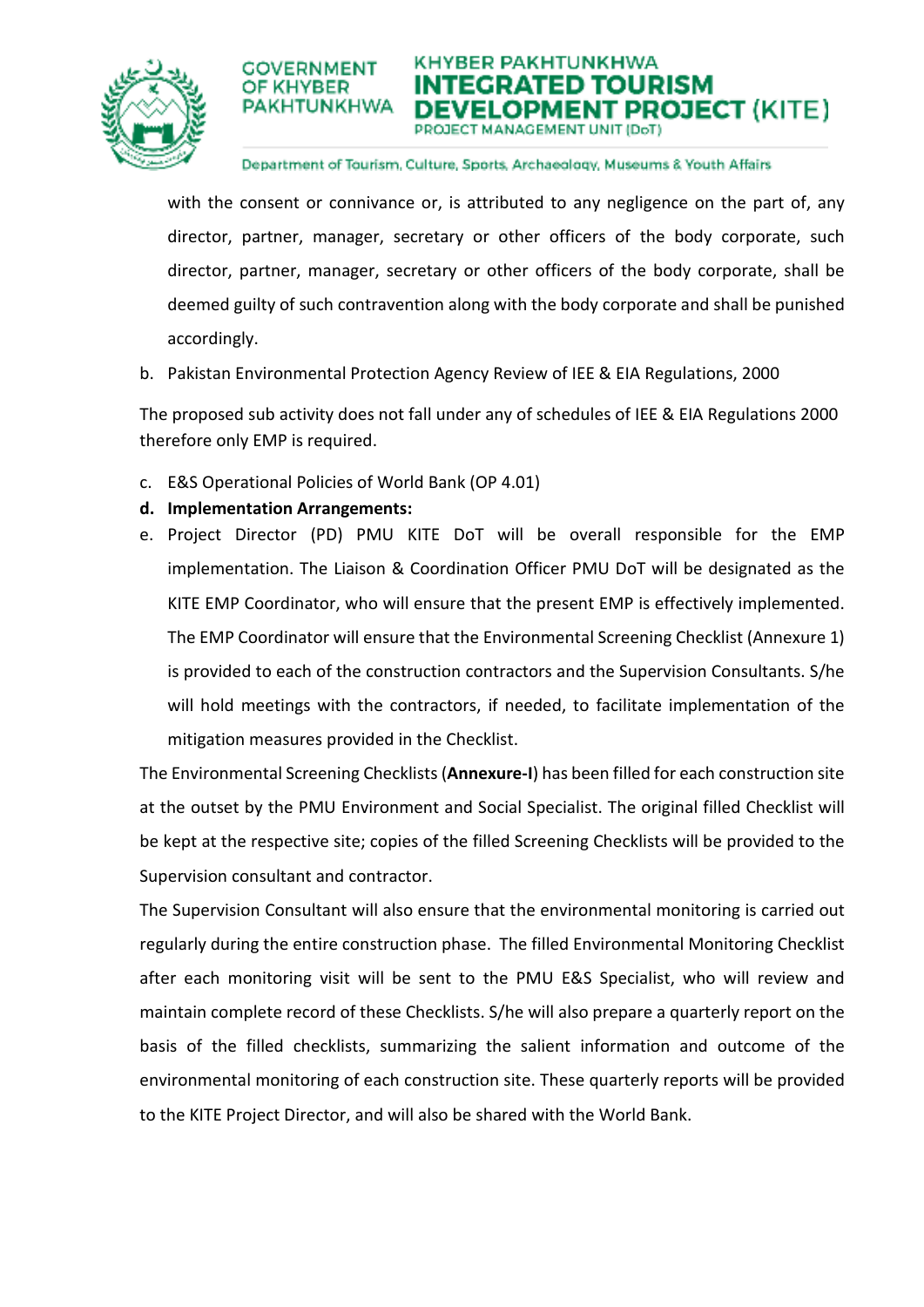with the consent or connivance or, is attributed to any negligence on the part of, any director, partner, manager, secretary or other officers of the body corporate, such director, partner, manager, secretary or other officers of the body corporate, shall be deemed guilty of such contravention along with the body corporate and shall be punished accordingly.

b. Pakistan Environmental Protection Agency Review of IEE & EIA Regulations, 2000

The proposed sub activity does not fall under any of schedules of IEE & EIA Regulations 2000 therefore only EMP is required.

c. E&S Operational Policies of World Bank (OP 4.01)

**d. Implementation Arrangements:**

e. Project Director (PD) PMU KITE DoT will be overall responsible for the EMP implementation. The Liaison & Coordination Officer PMU DoT will be designated as the KITE EMP Coordinator, who will ensure that the present EMP is effectively implemented. The EMP Coordinator will ensure that the Environmental Screening Checklist (Annexure 1) is provided to each of the construction contractors and the Supervision Consultants. S/he will hold meetings with the contractors, if needed, to facilitate implementation of the mitigation measures provided in the Checklist.

The Environmental Screening Checklists (**Annexure-I**) has been filled for each construction site at the outset by the PMU Environment and Social Specialist. The original filled Checklist will be kept at the respective site; copies of the filled Screening Checklists will be provided to the Supervision consultant and contractor.

The Supervision Consultant will also ensure that the environmental monitoring is carried out regularly during the entire construction phase. The filled Environmental Monitoring Checklist after each monitoring visit will be sent to the PMU E&S Specialist, who will review and maintain complete record of these Checklists. S/he will also prepare a quarterly report on the basis of the filled checklists, summarizing the salient information and outcome of the environmental monitoring of each construction site. These quarterly reports will be provided to the KITE Project Director, and will also be shared with the World Bank.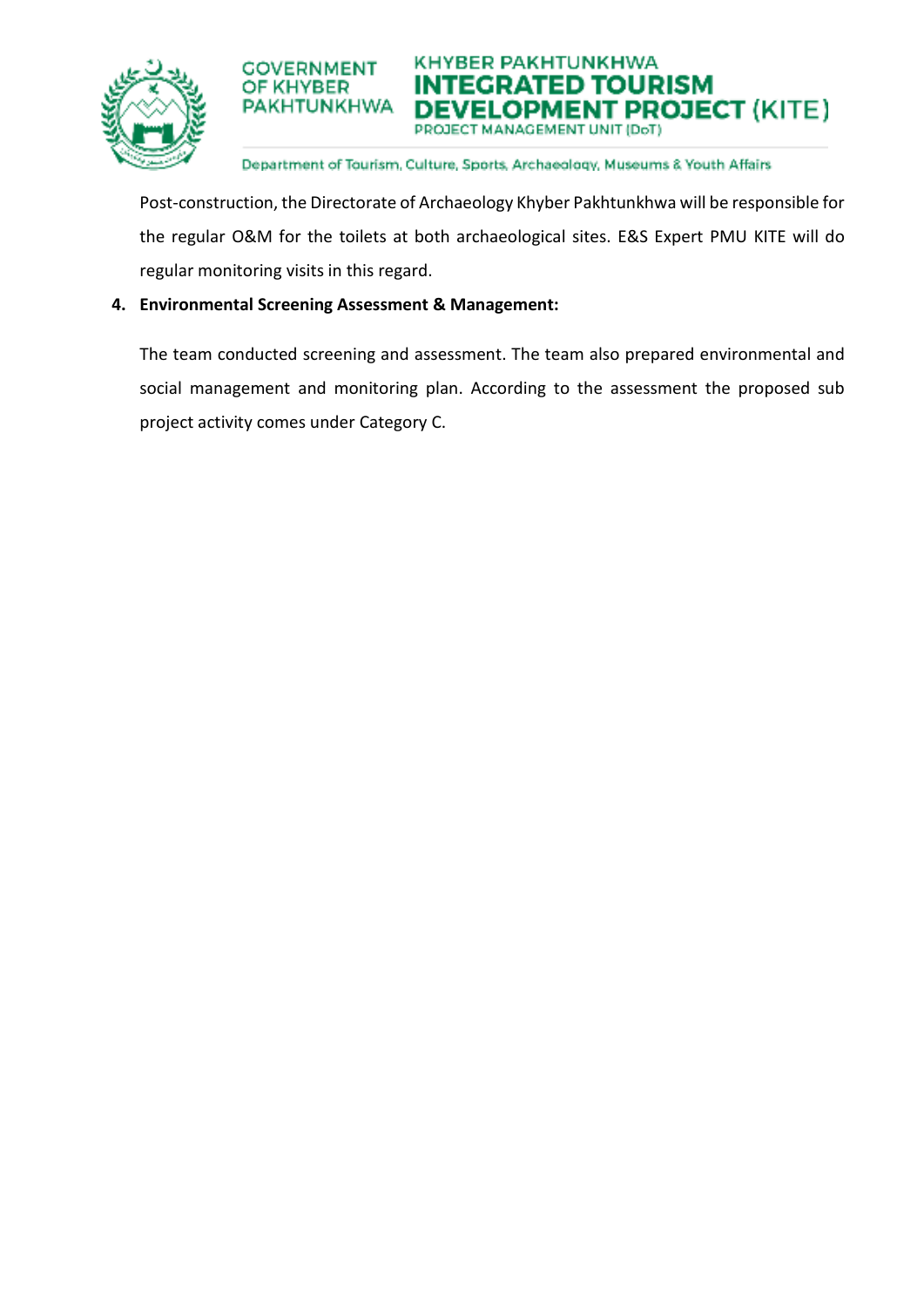Post-construction, the Directorate of Archaeology Khyber Pakhtunkhwa will be responsible for the regular O&M for the toilets at both archaeological sites. E&S Expert PMU KITE will do regular monitoring visits in this regard.

4. **Environmental Screening Assessment & Management:**

The team conducted screening and assessment. The team also prepared environmental and social management and monitoring plan. According to the assessment the proposed sub project activity comes under Category C.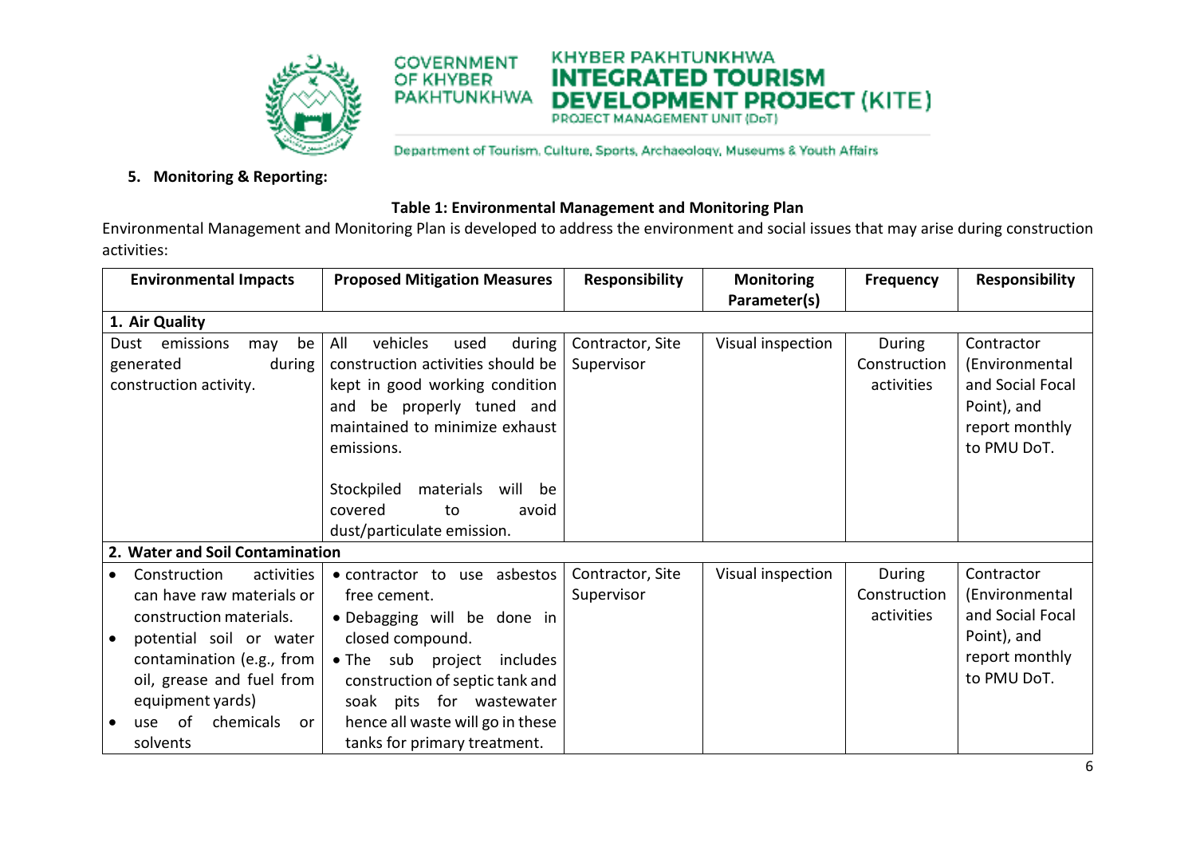## 5. Monitoring & Reporting:

**Table 1: Environmental Management and Monitoring Plan**

Environmental Management and Monitoring Plan is developed to address the environment and social issues that may arise during construction activities:

| Environmental Impacts | Proposed Mitigation Measures | Responsibility | Monitoring Parameter(s) | Frequency | Responsibility |
|---|---|---|---|---|---|
| **1. Air Quality** | | | | | |
| Dust emissions may be generated during construction activity. | All vehicles used during construction activities should be kept in good working condition and be properly tuned and maintained to minimize exhaust emissions.<br><br>Stockpiled materials will be covered to avoid dust/particulate emission. | Contractor, Site Supervisor | Visual inspection | During Construction activities | Contractor (Environmental and Social Focal Point), and report monthly to PMU DoT. |
| **2. Water and Soil Contamination** | | | | | |
| • Construction activities can have raw materials or construction materials.<br>• potential soil or water contamination (e.g., from oil, grease and fuel from equipment yards)<br>• use of chemicals or solvents | • contractor to use asbestos free cement.<br>• Debagging will be done in closed compound.<br>• The sub project includes construction of septic tank and soak pits for wastewater hence all waste will go in these tanks for primary treatment. | Contractor, Site Supervisor | Visual inspection | During Construction activities | Contractor (Environmental and Social Focal Point), and report monthly to PMU DoT. |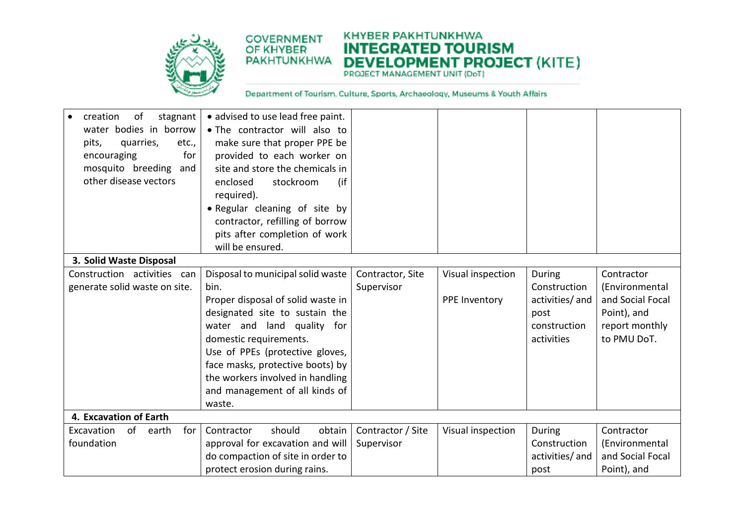| | | | | | |
|---|---|---|---|---|---|
| • creation of stagnant water bodies in borrow pits, quarries, etc., encouraging for mosquito breeding and other disease vectors | • advised to use lead free paint.<br>• The contractor will also to make sure that proper PPE be provided to each worker on site and store the chemicals in enclosed stockroom (if required).<br>• Regular cleaning of site by contractor, refilling of borrow pits after completion of work will be ensured. | | | | |
| **3. Solid Waste Disposal** | | | | | |
| Construction activities can generate solid waste on site. | Disposal to municipal solid waste bin.<br>Proper disposal of solid waste in designated site to sustain the water and land quality for domestic requirements.<br>Use of PPEs (protective gloves, face masks, protective boots) by the workers involved in handling and management of all kinds of waste. | Contractor, Site Supervisor | Visual inspection<br><br>PPE Inventory | During Construction activities/ and post construction activities | Contractor (Environmental and Social Focal Point), and report monthly to PMU DoT. |
| **4. Excavation of Earth** | | | | | |
| Excavation of earth for foundation | Contractor should obtain approval for excavation and will do compaction of site in order to protect erosion during rains. | Contractor / Site Supervisor | Visual inspection | During Construction activities/ and post | Contractor (Environmental and Social Focal Point), and |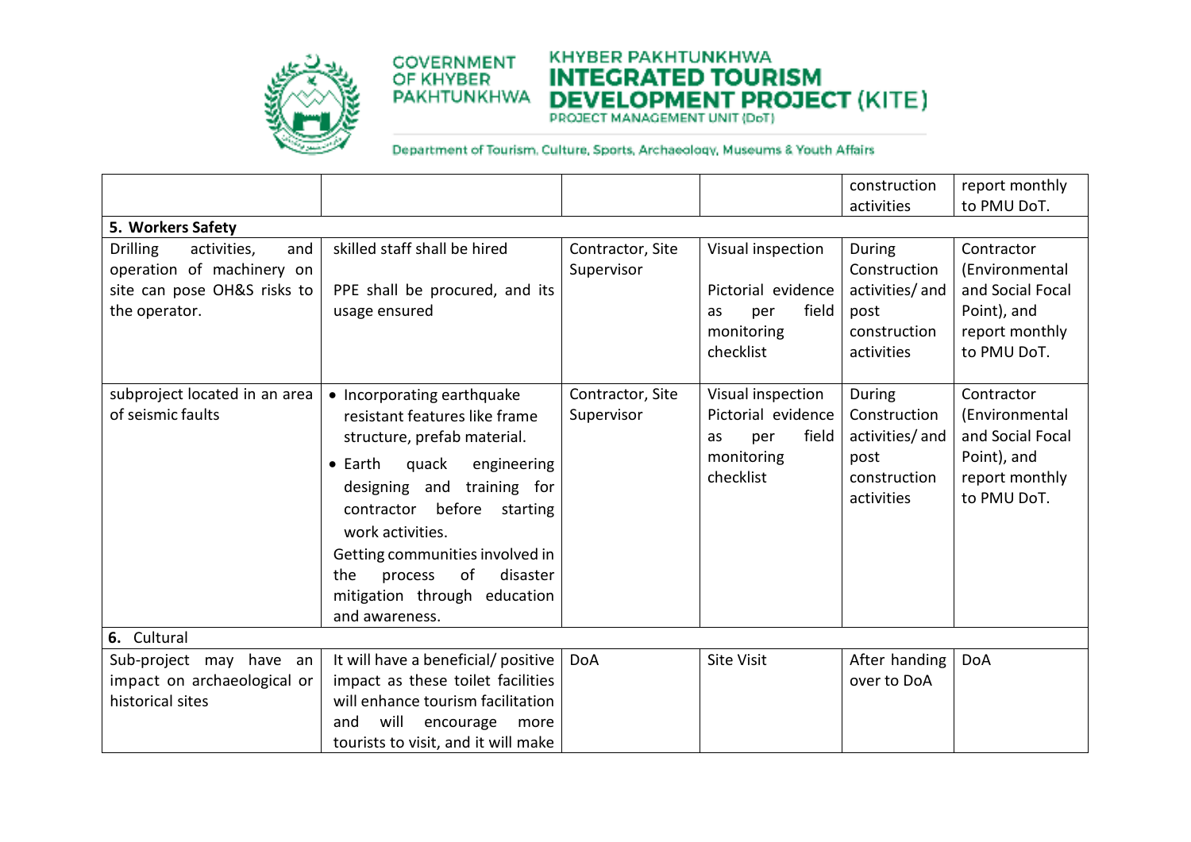|  |  |  |  | construction activities | report monthly to PMU DoT. |
|---|---|---|---|---|---|
| **5. Workers Safety** |  |  |  |  |  |
| Drilling activities, and operation of machinery on site can pose OH&S risks to the operator. | skilled staff shall be hired<br><br>PPE shall be procured, and its usage ensured | Contractor, Site Supervisor | Visual inspection<br><br>Pictorial evidence as per field monitoring checklist | During Construction activities/ and post construction activities | Contractor (Environmental and Social Focal Point), and report monthly to PMU DoT. |
| subproject located in an area of seismic faults | • Incorporating earthquake resistant features like frame structure, prefab material.<br>• Earth quack engineering designing and training for contractor before starting work activities.<br>Getting communities involved in the process of disaster mitigation through education and awareness. | Contractor, Site Supervisor | Visual inspection Pictorial evidence as per field monitoring checklist | During Construction activities/ and post construction activities | Contractor (Environmental and Social Focal Point), and report monthly to PMU DoT. |
| **6.** Cultural |  |  |  |  |  |
| Sub-project may have an impact on archaeological or historical sites | It will have a beneficial/ positive impact as these toilet facilities will enhance tourism facilitation and will encourage more tourists to visit, and it will make | DoA | Site Visit | After handing over to DoA | DoA |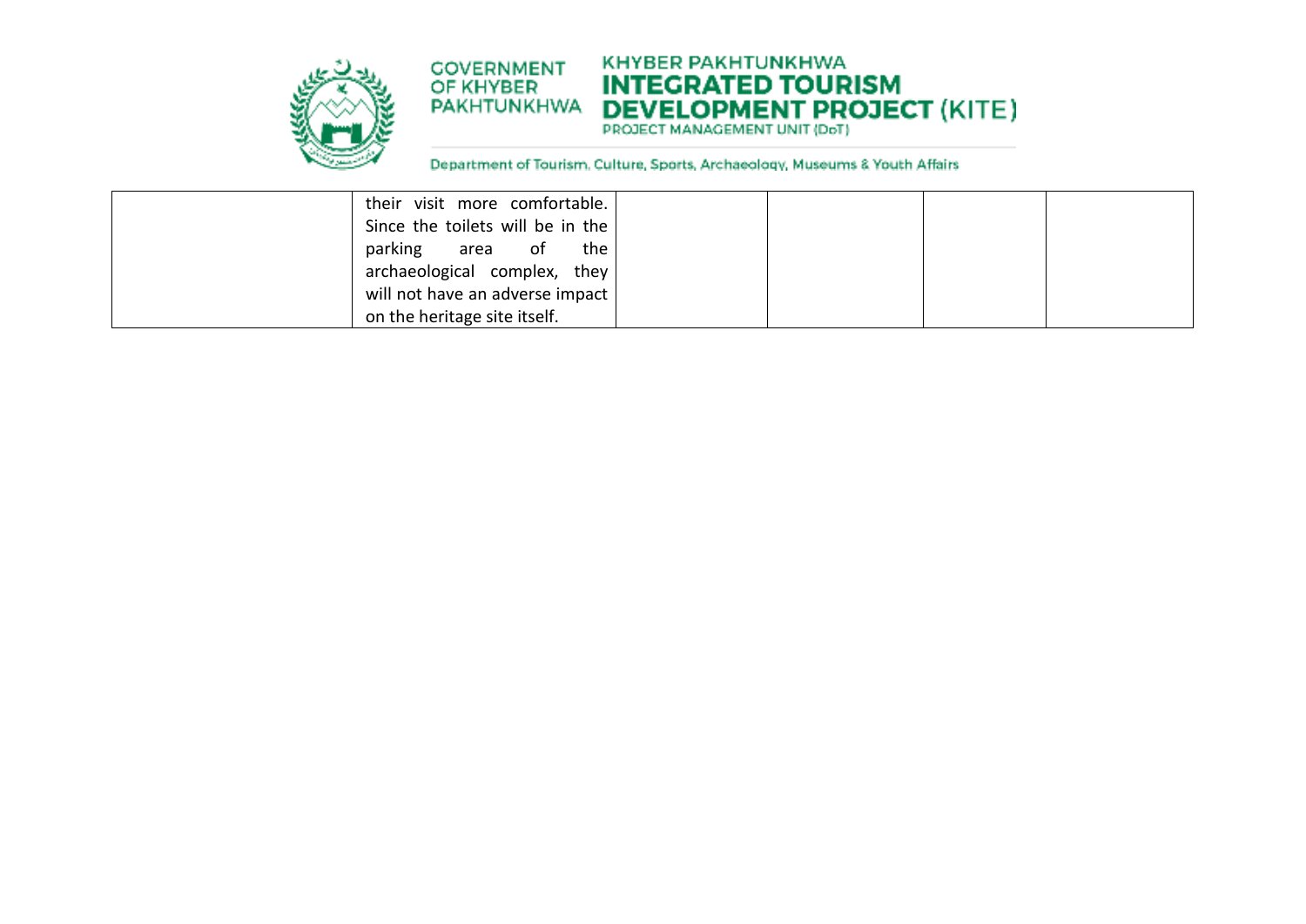|  |  |  |  |  |  |
|---|---|---|---|---|---|
|  | their visit more comfortable. Since the toilets will be in the parking area of the archaeological complex, they will not have an adverse impact on the heritage site itself. |  |  |  |  |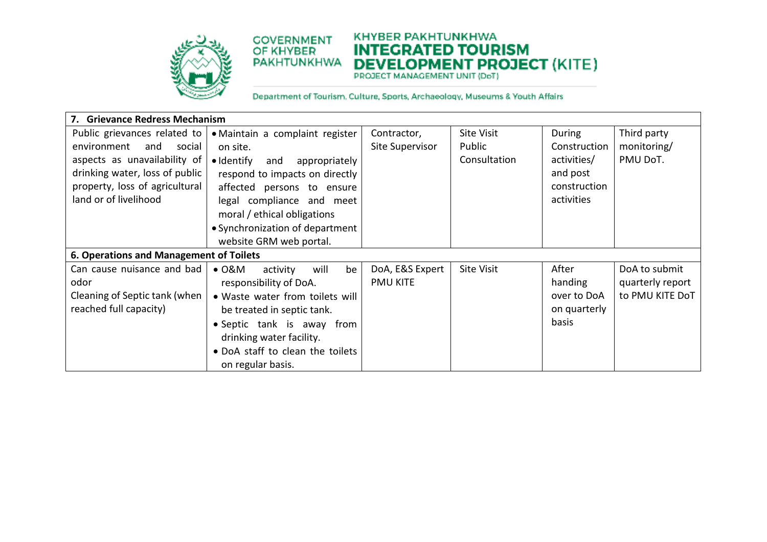| | | | | | |
|---|---|---|---|---|---|
| **7. Grievance Redress Mechanism** | | | | | |
| Public grievances related to environment and social aspects as unavailability of drinking water, loss of public property, loss of agricultural land or of livelihood | • Maintain a complaint register on site.<br>• Identify and appropriately respond to impacts on directly affected persons to ensure legal compliance and meet moral / ethical obligations<br>• Synchronization of department website GRM web portal. | Contractor,<br>Site Supervisor | Site Visit<br>Public Consultation | During Construction activities/ and post construction activities | Third party monitoring/ PMU DoT. |
| **6. Operations and Management of Toilets** | | | | | |
| Can cause nuisance and bad odor<br>Cleaning of Septic tank (when reached full capacity) | • O&M activity will be responsibility of DoA.<br>• Waste water from toilets will be treated in septic tank.<br>• Septic tank is away from drinking water facility.<br>• DoA staff to clean the toilets on regular basis. | DoA, E&S Expert PMU KITE | Site Visit | After handing over to DoA on quarterly basis | DoA to submit quarterly report to PMU KITE DoT |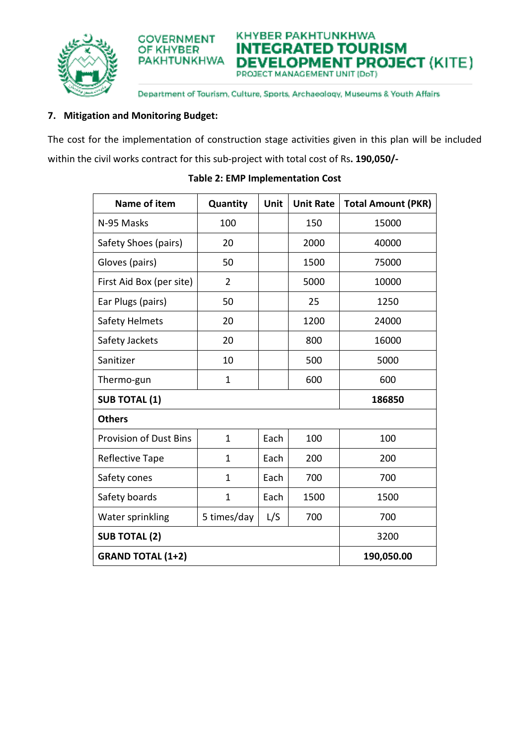## 7. Mitigation and Monitoring Budget:

The cost for the implementation of construction stage activities given in this plan will be included within the civil works contract for this sub-project with total cost of Rs**. 190,050/-**

**Table 2: EMP Implementation Cost**

| Name of item | Quantity | Unit | Unit Rate | Total Amount (PKR) |
|---|---|---|---|---|
| N-95 Masks | 100 | | 150 | 15000 |
| Safety Shoes (pairs) | 20 | | 2000 | 40000 |
| Gloves (pairs) | 50 | | 1500 | 75000 |
| First Aid Box (per site) | 2 | | 5000 | 10000 |
| Ear Plugs (pairs) | 50 | | 25 | 1250 |
| Safety Helmets | 20 | | 1200 | 24000 |
| Safety Jackets | 20 | | 800 | 16000 |
| Sanitizer | 10 | | 500 | 5000 |
| Thermo-gun | 1 | | 600 | 600 |
| **SUB TOTAL (1)** | | | | **186850** |
| **Others** | | | | |
| Provision of Dust Bins | 1 | Each | 100 | 100 |
| Reflective Tape | 1 | Each | 200 | 200 |
| Safety cones | 1 | Each | 700 | 700 |
| Safety boards | 1 | Each | 1500 | 1500 |
| Water sprinkling | 5 times/day | L/S | 700 | 700 |
| **SUB TOTAL (2)** | | | | 3200 |
| **GRAND TOTAL (1+2)** | | | | **190,050.00** |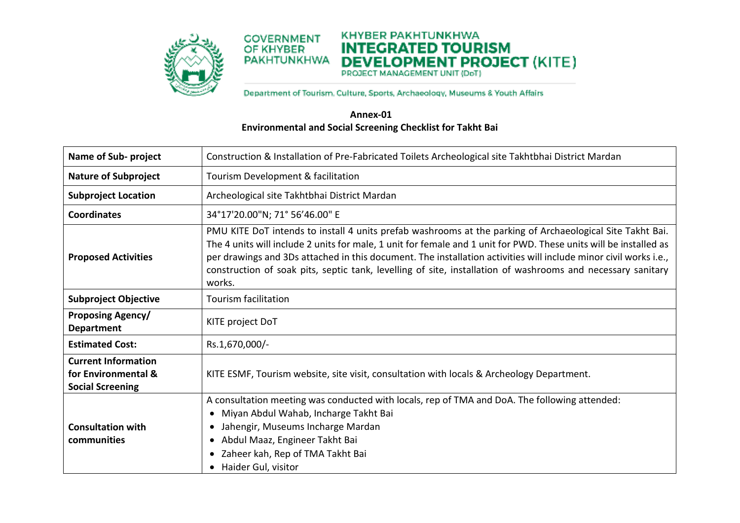**Annex-01**

**Environmental and Social Screening Checklist for Takht Bai**

| | |
|---|---|
| **Name of Sub- project** | Construction & Installation of Pre-Fabricated Toilets Archeological site Takhtbhai District Mardan |
| **Nature of Subproject** | Tourism Development & facilitation |
| **Subproject Location** | Archeological site Takhtbhai District Mardan |
| **Coordinates** | 34°17'20.00"N; 71° 56’46.00" E |
| **Proposed Activities** | PMU KITE DoT intends to install 4 units prefab washrooms at the parking of Archaeological Site Takht Bai. The 4 units will include 2 units for male, 1 unit for female and 1 unit for PWD. These units will be installed as per drawings and 3Ds attached in this document. The installation activities will include minor civil works i.e., construction of soak pits, septic tank, levelling of site, installation of washrooms and necessary sanitary works. |
| **Subproject Objective** | Tourism facilitation |
| **Proposing Agency/ Department** | KITE project DoT |
| **Estimated Cost:** | Rs.1,670,000/- |
| **Current Information for Environmental & Social Screening** | KITE ESMF, Tourism website, site visit, consultation with locals & Archeology Department. |
| **Consultation with communities** | A consultation meeting was conducted with locals, rep of TMA and DoA. The following attended:<br>• Miyan Abdul Wahab, Incharge Takht Bai<br>• Jahengir, Museums Incharge Mardan<br>• Abdul Maaz, Engineer Takht Bai<br>• Zaheer kah, Rep of TMA Takht Bai<br>• Haider Gul, visitor |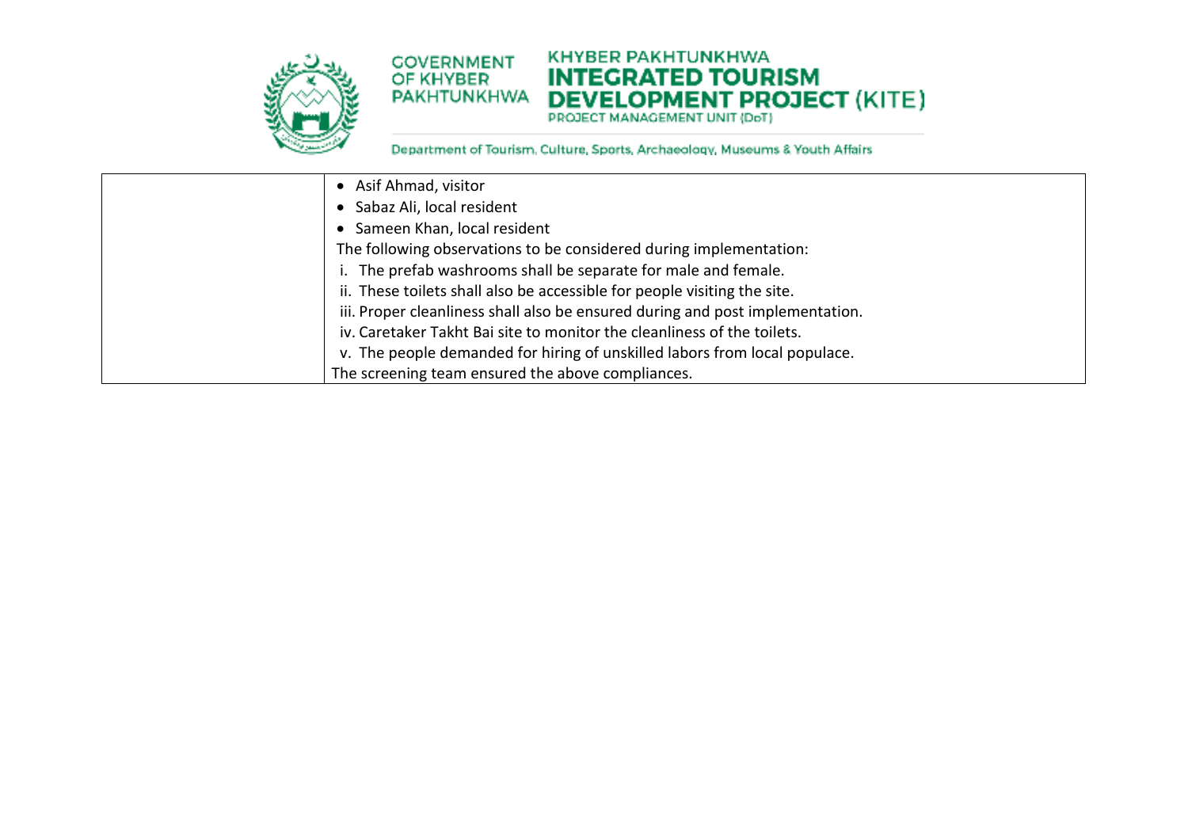|  | • Asif Ahmad, visitor<br>• Sabaz Ali, local resident<br>• Sameen Khan, local resident<br>The following observations to be considered during implementation:<br>i. The prefab washrooms shall be separate for male and female.<br>ii. These toilets shall also be accessible for people visiting the site.<br>iii. Proper cleanliness shall also be ensured during and post implementation.<br>iv. Caretaker Takht Bai site to monitor the cleanliness of the toilets.<br>v. The people demanded for hiring of unskilled labors from local populace.<br>The screening team ensured the above compliances. |
|---|---|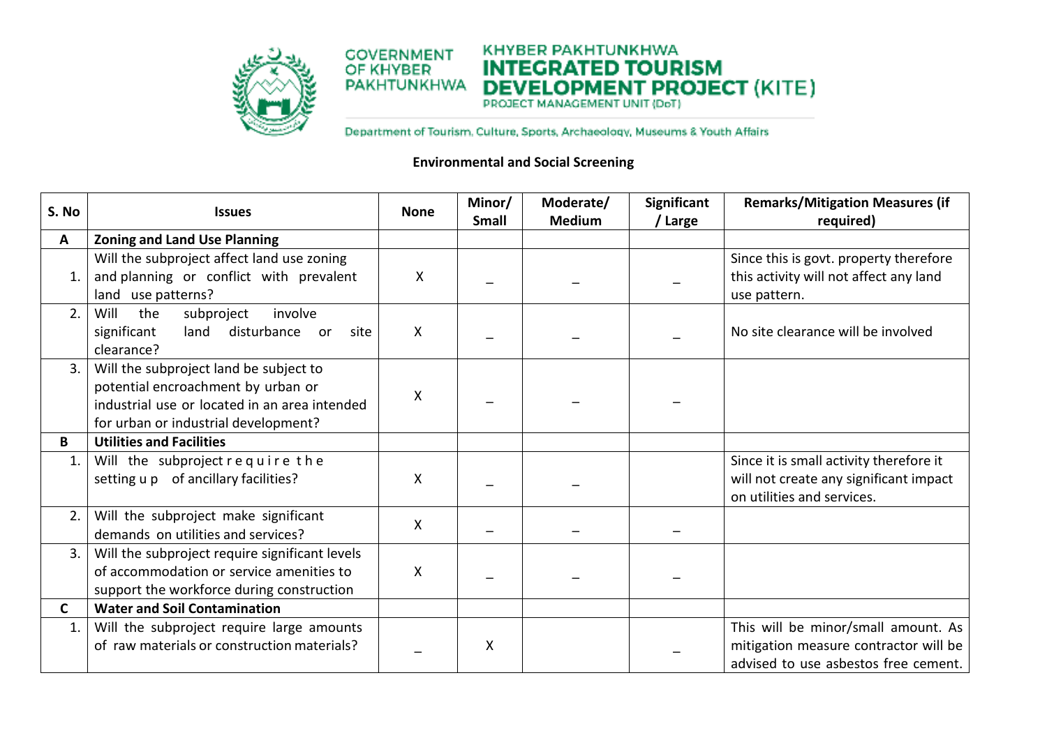GOVERNMENT OF KHYBER PAKHTUNKHWA

KHYBER PAKHTUNKHWA **INTEGRATED TOURISM DEVELOPMENT PROJECT** (KITE)
PROJECT MANAGEMENT UNIT (DoT)

Department of Tourism, Culture, Sports, Archaeology, Museums & Youth Affairs

**Environmental and Social Screening**

| S. No | Issues | None | Minor/ Small | Moderate/ Medium | Significant / Large | Remarks/Mitigation Measures (if required) |
|---|---|---|---|---|---|---|
| **A** | **Zoning and Land Use Planning** | | | | | |
| 1. | Will the subproject affect land use zoning and planning or conflict with prevalent land use patterns? | X | _ | _ | _ | Since this is govt. property therefore this activity will not affect any land use pattern. |
| 2. | Will the subproject involve significant land disturbance or site clearance? | X | _ | _ | _ | No site clearance will be involved |
| 3. | Will the subproject land be subject to potential encroachment by urban or industrial use or located in an area intended for urban or industrial development? | X | _ | _ | _ | |
| **B** | **Utilities and Facilities** | | | | | |
| 1. | Will the subproject require the setting up of ancillary facilities? | X | _ | _ | | Since it is small activity therefore it will not create any significant impact on utilities and services. |
| 2. | Will the subproject make significant demands on utilities and services? | X | _ | _ | _ | |
| 3. | Will the subproject require significant levels of accommodation or service amenities to support the workforce during construction | X | _ | _ | _ | |
| **C** | **Water and Soil Contamination** | | | | | |
| 1. | Will the subproject require large amounts of raw materials or construction materials? | _ | X | | _ | This will be minor/small amount. As mitigation measure contractor will be advised to use asbestos free cement. |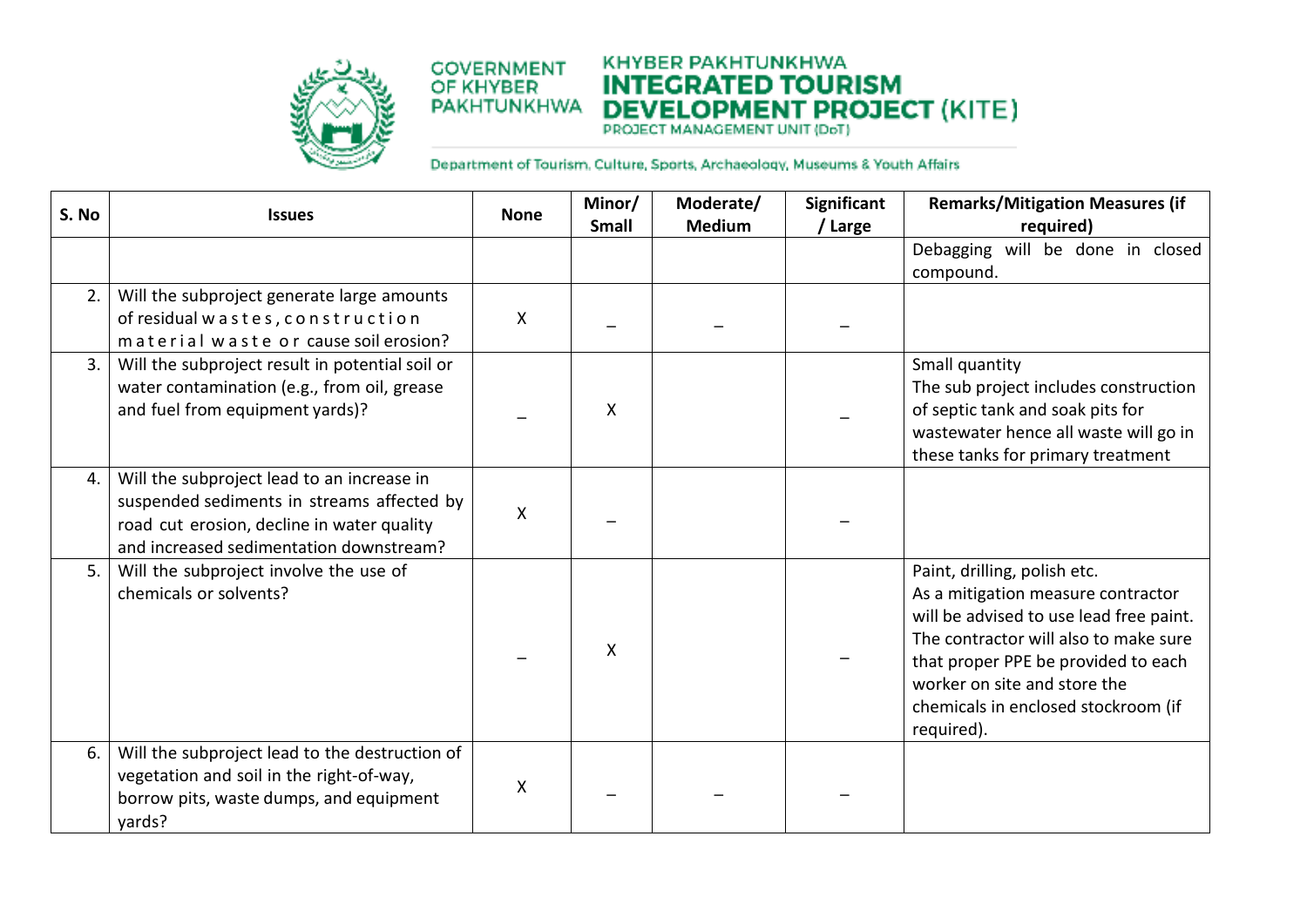| S. No | Issues | None | Minor/ Small | Moderate/ Medium | Significant / Large | Remarks/Mitigation Measures (if required) |
|---|---|---|---|---|---|---|
| | | | | | | Debagging will be done in closed compound. |
| 2. | Will the subproject generate large amounts of residual wastes, construction material waste or cause soil erosion? | X | _ | _ | _ | |
| 3. | Will the subproject result in potential soil or water contamination (e.g., from oil, grease and fuel from equipment yards)? | _ | X | | _ | Small quantity<br>The sub project includes construction of septic tank and soak pits for wastewater hence all waste will go in these tanks for primary treatment |
| 4. | Will the subproject lead to an increase in suspended sediments in streams affected by road cut erosion, decline in water quality and increased sedimentation downstream? | X | _ | | _ | |
| 5. | Will the subproject involve the use of chemicals or solvents? | _ | X | | _ | Paint, drilling, polish etc.<br>As a mitigation measure contractor will be advised to use lead free paint. The contractor will also to make sure that proper PPE be provided to each worker on site and store the chemicals in enclosed stockroom (if required). |
| 6. | Will the subproject lead to the destruction of vegetation and soil in the right-of-way, borrow pits, waste dumps, and equipment yards? | X | _ | _ | _ | |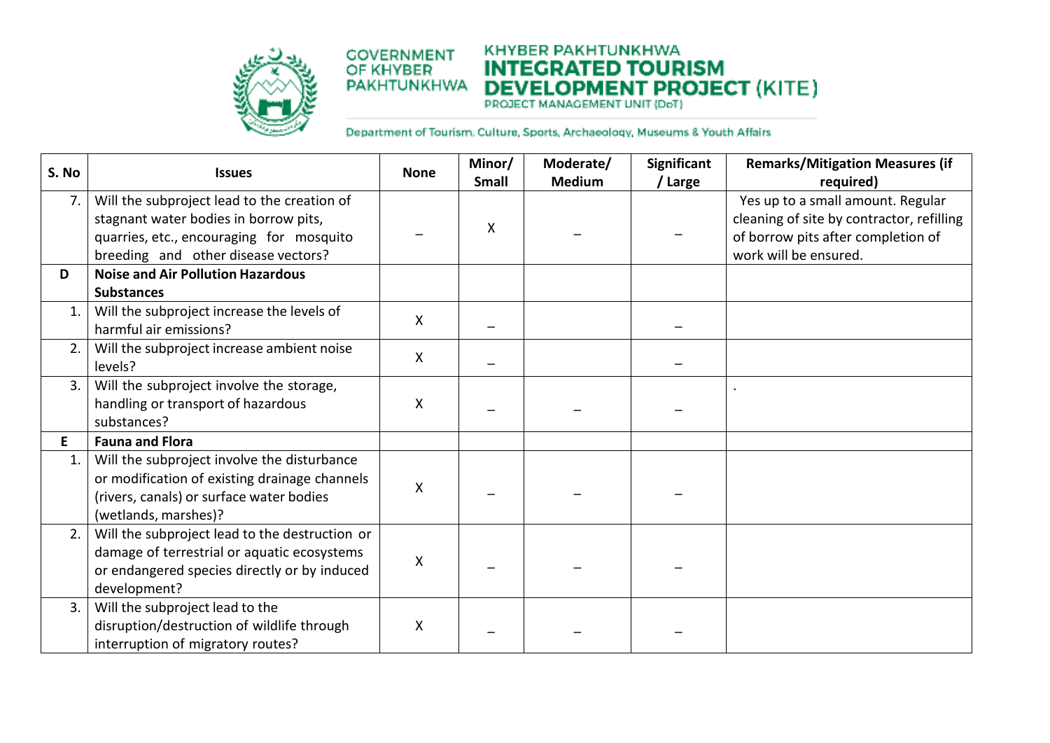| S. No | Issues | None | Minor/ Small | Moderate/ Medium | Significant / Large | Remarks/Mitigation Measures (if required) |
|---|---|---|---|---|---|---|
| 7. | Will the subproject lead to the creation of stagnant water bodies in borrow pits, quarries, etc., encouraging for mosquito breeding and other disease vectors? | – | X | – | – | Yes up to a small amount. Regular cleaning of site by contractor, refilling of borrow pits after completion of work will be ensured. |
| **D** | **Noise and Air Pollution Hazardous Substances** | | | | | |
| 1. | Will the subproject increase the levels of harmful air emissions? | X | – | | – | |
| 2. | Will the subproject increase ambient noise levels? | X | – | | – | |
| 3. | Will the subproject involve the storage, handling or transport of hazardous substances? | X | – | – | – | . |
| **E** | **Fauna and Flora** | | | | | |
| 1. | Will the subproject involve the disturbance or modification of existing drainage channels (rivers, canals) or surface water bodies (wetlands, marshes)? | X | – | – | – | |
| 2. | Will the subproject lead to the destruction or damage of terrestrial or aquatic ecosystems or endangered species directly or by induced development? | X | – | – | – | |
| 3. | Will the subproject lead to the disruption/destruction of wildlife through interruption of migratory routes? | X | – | – | – | |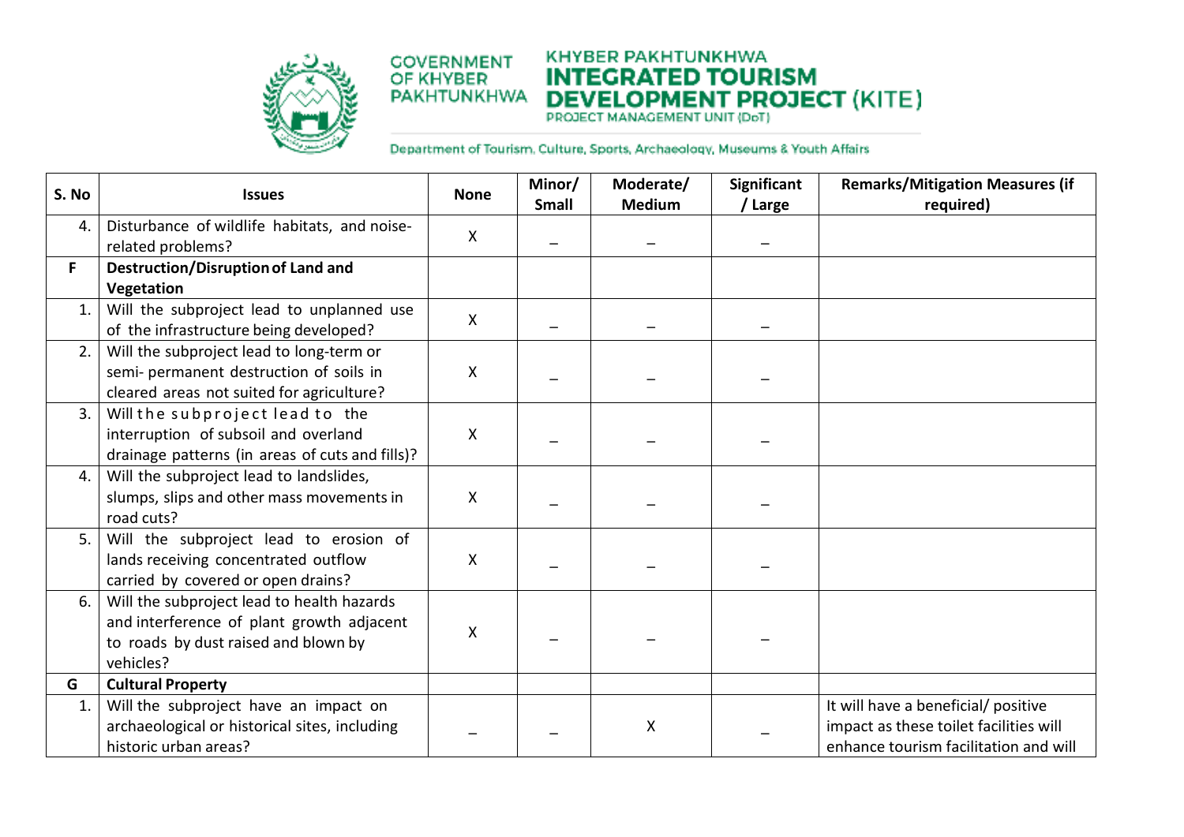| S. No | Issues | None | Minor/ Small | Moderate/ Medium | Significant / Large | Remarks/Mitigation Measures (if required) |
|---|---|---|---|---|---|---|
| 4. | Disturbance of wildlife habitats, and noise-related problems? | X | – | – | – | |
| F | **Destruction/Disruption of Land and Vegetation** | | | | | |
| 1. | Will the subproject lead to unplanned use of the infrastructure being developed? | X | – | – | – | |
| 2. | Will the subproject lead to long-term or semi- permanent destruction of soils in cleared areas not suited for agriculture? | X | – | – | – | |
| 3. | Will the subproject lead to the interruption of subsoil and overland drainage patterns (in areas of cuts and fills)? | X | – | – | – | |
| 4. | Will the subproject lead to landslides, slumps, slips and other mass movements in road cuts? | X | – | – | – | |
| 5. | Will the subproject lead to erosion of lands receiving concentrated outflow carried by covered or open drains? | X | – | – | – | |
| 6. | Will the subproject lead to health hazards and interference of plant growth adjacent to roads by dust raised and blown by vehicles? | X | – | – | – | |
| G | **Cultural Property** | | | | | |
| 1. | Will the subproject have an impact on archaeological or historical sites, including historic urban areas? | – | – | X | – | It will have a beneficial/ positive impact as these toilet facilities will enhance tourism facilitation and will |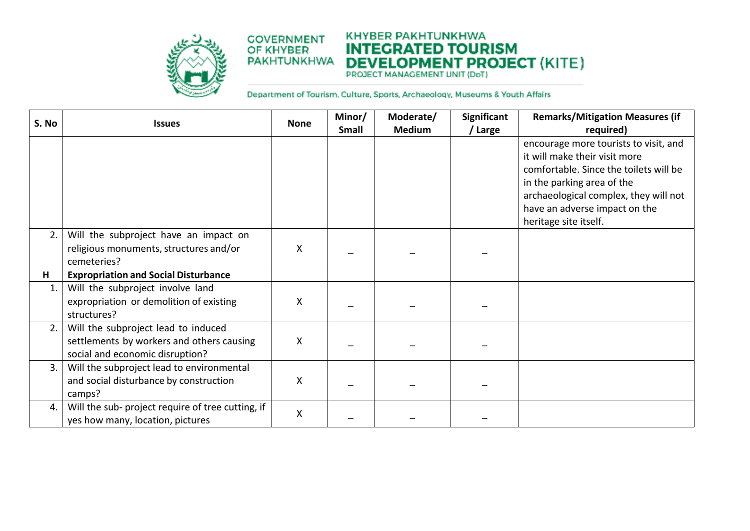| S. No | Issues | None | Minor/ Small | Moderate/ Medium | Significant / Large | Remarks/Mitigation Measures (if required) |
|---|---|---|---|---|---|---|
| | | | | | | encourage more tourists to visit, and it will make their visit more comfortable. Since the toilets will be in the parking area of the archaeological complex, they will not have an adverse impact on the heritage site itself. |
| 2. | Will the subproject have an impact on religious monuments, structures and/or cemeteries? | X | – | – | – | |
| **H** | **Expropriation and Social Disturbance** | | | | | |
| 1. | Will the subproject involve land expropriation or demolition of existing structures? | X | – | – | – | |
| 2. | Will the subproject lead to induced settlements by workers and others causing social and economic disruption? | X | – | – | – | |
| 3. | Will the subproject lead to environmental and social disturbance by construction camps? | X | – | – | – | |
| 4. | Will the sub- project require of tree cutting, if yes how many, location, pictures | X | – | – | – | |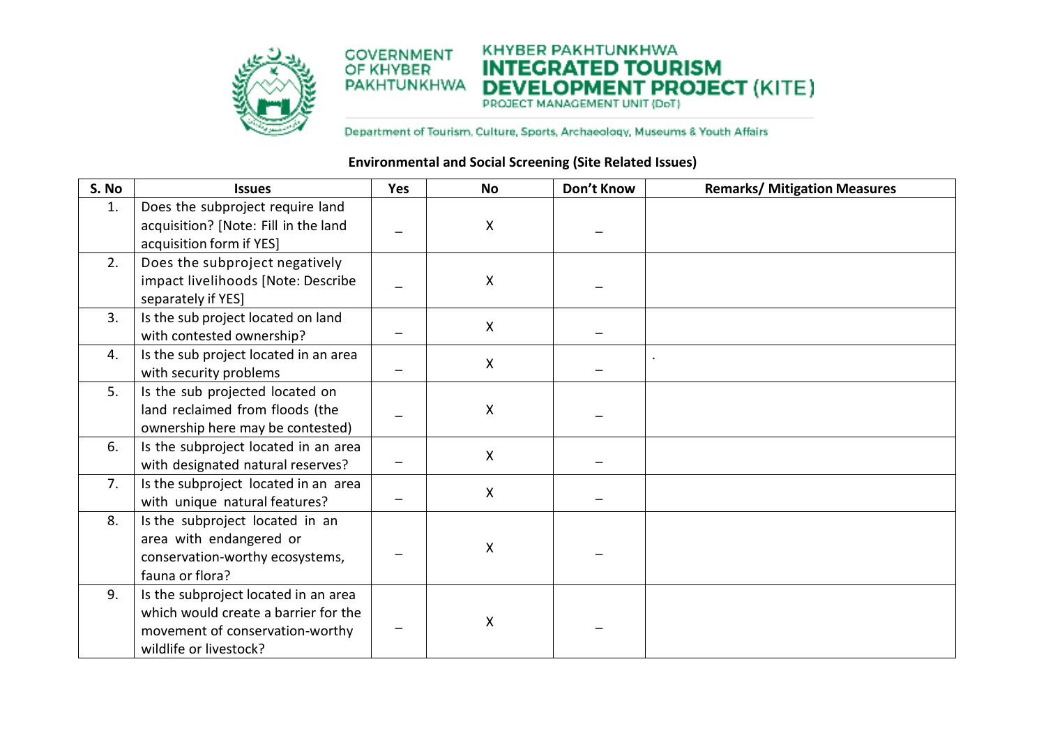GOVERNMENT OF KHYBER PAKHTUNKHWA

KHYBER PAKHTUNKHWA **INTEGRATED TOURISM DEVELOPMENT PROJECT** (KITE)
PROJECT MANAGEMENT UNIT (DoT)

Department of Tourism, Culture, Sports, Archaeology, Museums & Youth Affairs

**Environmental and Social Screening (Site Related Issues)**

| S. No | Issues | Yes | No | Don't Know | Remarks/ Mitigation Measures |
|---|---|---|---|---|---|
| 1. | Does the subproject require land acquisition? [Note: Fill in the land acquisition form if YES] | – | X | – | |
| 2. | Does the subproject negatively impact livelihoods [Note: Describe separately if YES] | – | X | – | |
| 3. | Is the sub project located on land with contested ownership? | – | X | – | |
| 4. | Is the sub project located in an area with security problems | – | X | – | . |
| 5. | Is the sub projected located on land reclaimed from floods (the ownership here may be contested) | – | X | – | |
| 6. | Is the subproject located in an area with designated natural reserves? | – | X | – | |
| 7. | Is the subproject located in an area with unique natural features? | – | X | – | |
| 8. | Is the subproject located in an area with endangered or conservation-worthy ecosystems, fauna or flora? | – | X | – | |
| 9. | Is the subproject located in an area which would create a barrier for the movement of conservation-worthy wildlife or livestock? | – | X | – | |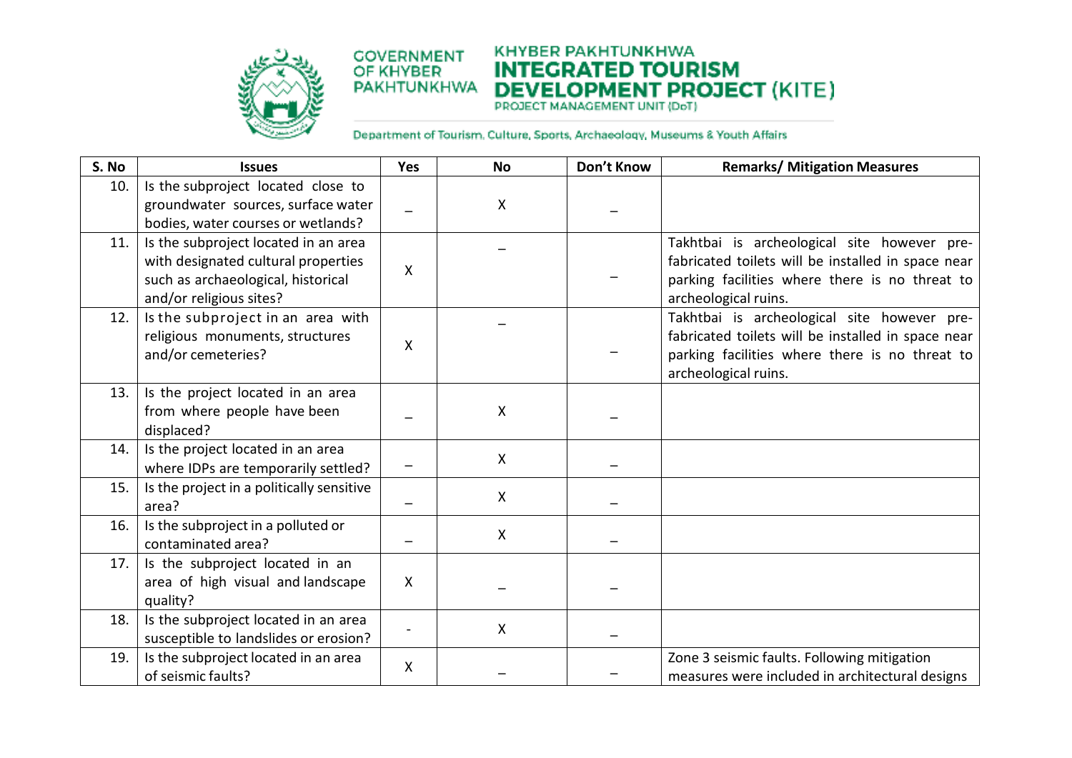| S. No | Issues | Yes | No | Don't Know | Remarks/ Mitigation Measures |
|---|---|---|---|---|---|
| 10. | Is the subproject located close to groundwater sources, surface water bodies, water courses or wetlands? | – | X | – | |
| 11. | Is the subproject located in an area with designated cultural properties such as archaeological, historical and/or religious sites? | X | – | – | Takhtbai is archeological site however pre-fabricated toilets will be installed in space near parking facilities where there is no threat to archeological ruins. |
| 12. | Is the subproject in an area with religious monuments, structures and/or cemeteries? | X | – | – | Takhtbai is archeological site however pre-fabricated toilets will be installed in space near parking facilities where there is no threat to archeological ruins. |
| 13. | Is the project located in an area from where people have been displaced? | – | X | – | |
| 14. | Is the project located in an area where IDPs are temporarily settled? | – | X | – | |
| 15. | Is the project in a politically sensitive area? | – | X | – | |
| 16. | Is the subproject in a polluted or contaminated area? | – | X | – | |
| 17. | Is the subproject located in an area of high visual and landscape quality? | X | – | – | |
| 18. | Is the subproject located in an area susceptible to landslides or erosion? | - | X | – | |
| 19. | Is the subproject located in an area of seismic faults? | X | – | – | Zone 3 seismic faults. Following mitigation measures were included in architectural designs |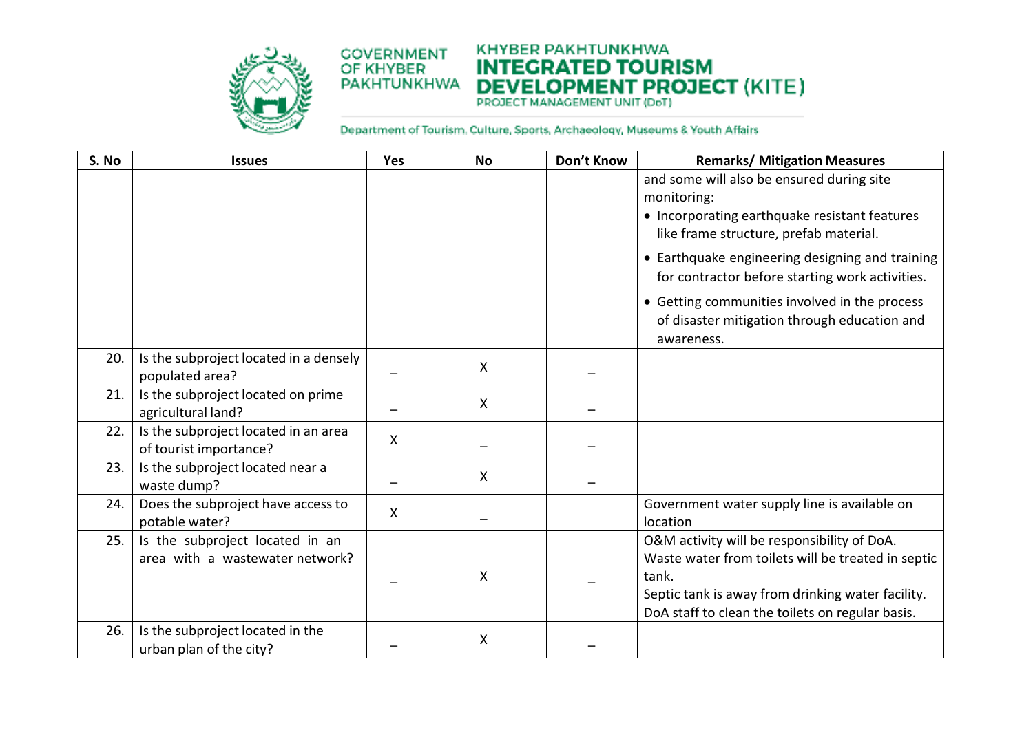| S. No | Issues | Yes | No | Don't Know | Remarks/ Mitigation Measures |
|---|---|---|---|---|---|
| | | | | | and some will also be ensured during site monitoring:<br>• Incorporating earthquake resistant features like frame structure, prefab material.<br>• Earthquake engineering designing and training for contractor before starting work activities.<br>• Getting communities involved in the process of disaster mitigation through education and awareness. |
| 20. | Is the subproject located in a densely populated area? | – | X | – | |
| 21. | Is the subproject located on prime agricultural land? | – | X | – | |
| 22. | Is the subproject located in an area of tourist importance? | X | – | – | |
| 23. | Is the subproject located near a waste dump? | – | X | – | |
| 24. | Does the subproject have access to potable water? | X | – | | Government water supply line is available on location |
| 25. | Is the subproject located in an area with a wastewater network? | – | X | – | O&M activity will be responsibility of DoA.<br>Waste water from toilets will be treated in septic tank.<br>Septic tank is away from drinking water facility.<br>DoA staff to clean the toilets on regular basis. |
| 26. | Is the subproject located in the urban plan of the city? | – | X | – | |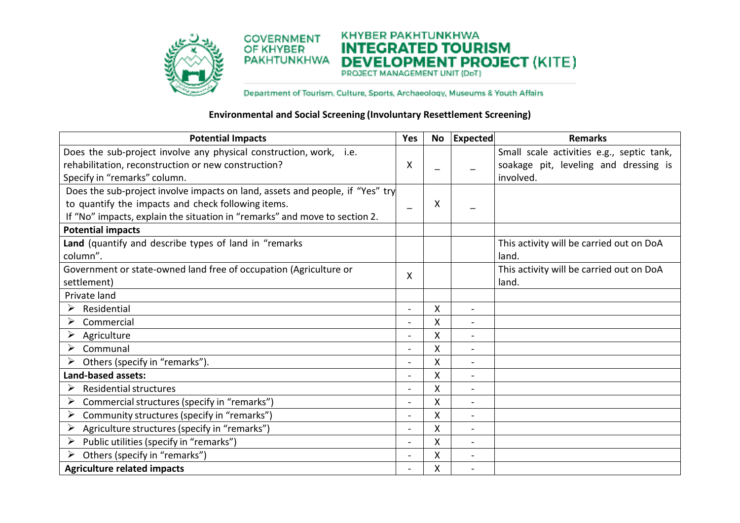GOVERNMENT OF KHYBER PAKHTUNKHWA

KHYBER PAKHTUNKHWA **INTEGRATED TOURISM DEVELOPMENT PROJECT** (KITE)
PROJECT MANAGEMENT UNIT (DoT)

Department of Tourism, Culture, Sports, Archaeology, Museums & Youth Affairs

**Environmental and Social Screening (Involuntary Resettlement Screening)**

| Potential Impacts | Yes | No | Expected | Remarks |
|---|---|---|---|---|
| Does the sub-project involve any physical construction, work, i.e. rehabilitation, reconstruction or new construction? Specify in "remarks" column. | X | _ | _ | Small scale activities e.g., septic tank, soakage pit, leveling and dressing is involved. |
| Does the sub-project involve impacts on land, assets and people, if "Yes" try to quantify the impacts and check following items. If "No" impacts, explain the situation in "remarks" and move to section 2. | _ | X | _ | |
| **Potential impacts** | | | | |
| **Land** (quantify and describe types of land in "remarks column". | | | | This activity will be carried out on DoA land. |
| Government or state-owned land free of occupation (Agriculture or settlement) | X | | | This activity will be carried out on DoA land. |
| Private land | | | | |
| ➢ Residential | - | X | - | |
| ➢ Commercial | - | X | - | |
| ➢ Agriculture | - | X | - | |
| ➢ Communal | - | X | - | |
| ➢ Others (specify in "remarks"). | - | X | - | |
| **Land-based assets:** | - | X | - | |
| ➢ Residential structures | - | X | - | |
| ➢ Commercial structures (specify in "remarks") | - | X | - | |
| ➢ Community structures (specify in "remarks") | - | X | - | |
| ➢ Agriculture structures (specify in "remarks") | - | X | - | |
| ➢ Public utilities (specify in "remarks") | - | X | - | |
| ➢ Others (specify in "remarks") | - | X | - | |
| **Agriculture related impacts** | - | X | - | |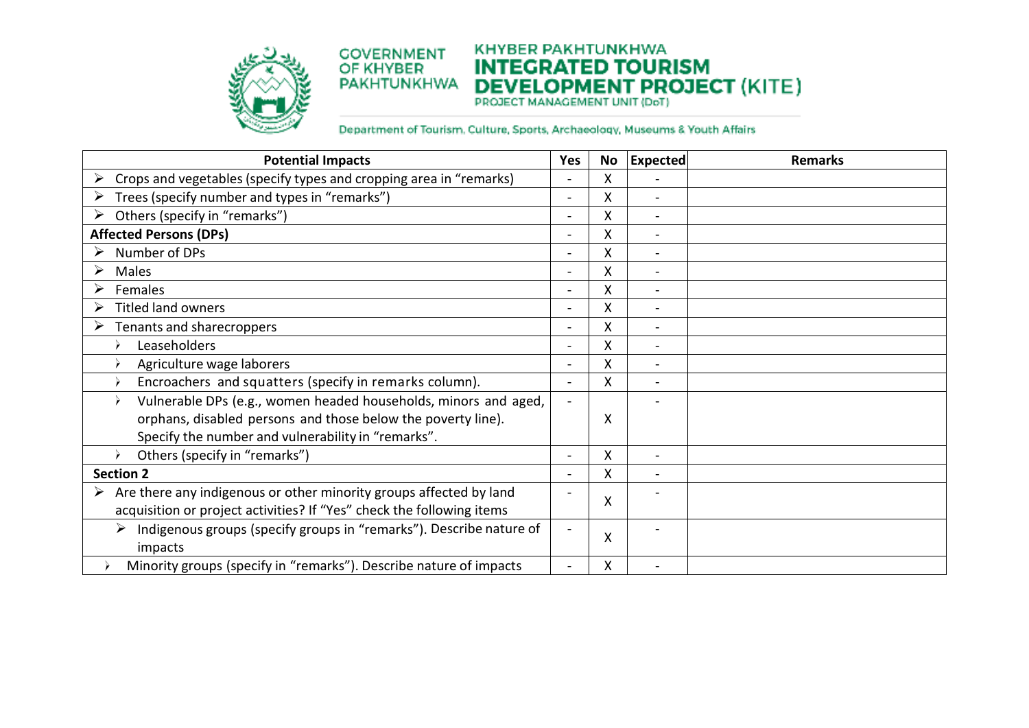| Potential Impacts | Yes | No | Expected | Remarks |
|---|---|---|---|---|
| ➢ Crops and vegetables (specify types and cropping area in "remarks") | - | X | - | |
| ➢ Trees (specify number and types in "remarks") | - | X | - | |
| ➢ Others (specify in "remarks") | - | X | - | |
| **Affected Persons (DPs)** | - | X | - | |
| ➢ Number of DPs | - | X | - | |
| ➢ Males | - | X | - | |
| ➢ Females | - | X | - | |
| ➢ Titled land owners | - | X | - | |
| ➢ Tenants and sharecroppers | - | X | - | |
| › Leaseholders | - | X | - | |
| › Agriculture wage laborers | - | X | - | |
| › Encroachers and squatters (specify in remarks column). | - | X | - | |
| › Vulnerable DPs (e.g., women headed households, minors and aged, orphans, disabled persons and those below the poverty line). Specify the number and vulnerability in "remarks". | - | X | - | |
| › Others (specify in "remarks") | - | X | - | |
| **Section 2** | - | X | - | |
| ➢ Are there any indigenous or other minority groups affected by land acquisition or project activities? If "Yes" check the following items | - | X | - | |
| ➢ Indigenous groups (specify groups in "remarks"). Describe nature of impacts | - | X | - | |
| › Minority groups (specify in "remarks"). Describe nature of impacts | - | X | - | |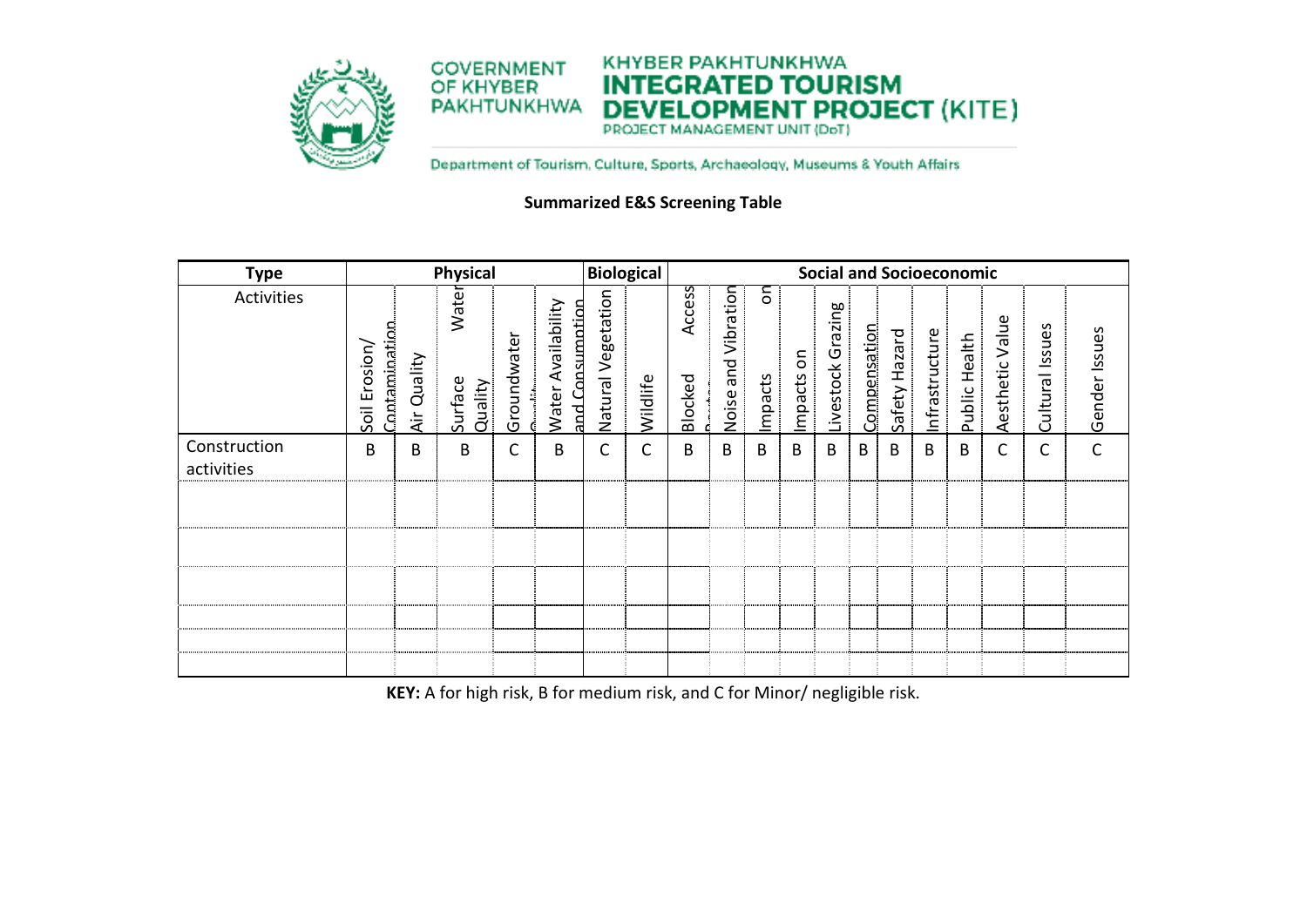**Summarized E&S Screening Table**

| Type | Physical | | | | | Biological | | Social and Socioeconomic | | | | | | | | | | | | |
|---|---|---|---|---|---|---|---|---|---|---|---|---|---|---|---|---|---|---|---|---|
| Activities | Soil Erosion/ Contamination | Air Quality | Surface Water Quality | Groundwater Quality | Water Availability and Consumption | Natural Vegetation | Wildlife | Blocked Access Routes | Noise and Vibration | Impacts on | Impacts on | Livestock Grazing | Compensation | Safety Hazard | Infrastructure | Public Health | Aesthetic Value | Cultural Issues | Gender Issues |
| Construction activities | B | B | B | C | B | C | C | B | B | B | B | B | B | B | B | B | C | C | C |
| | | | | | | | | | | | | | | | | | | | |
| | | | | | | | | | | | | | | | | | | | |
| | | | | | | | | | | | | | | | | | | | |
| | | | | | | | | | | | | | | | | | | | |
| | | | | | | | | | | | | | | | | | | | |
| | | | | | | | | | | | | | | | | | | | |

**KEY:** A for high risk, B for medium risk, and C for Minor/ negligible risk.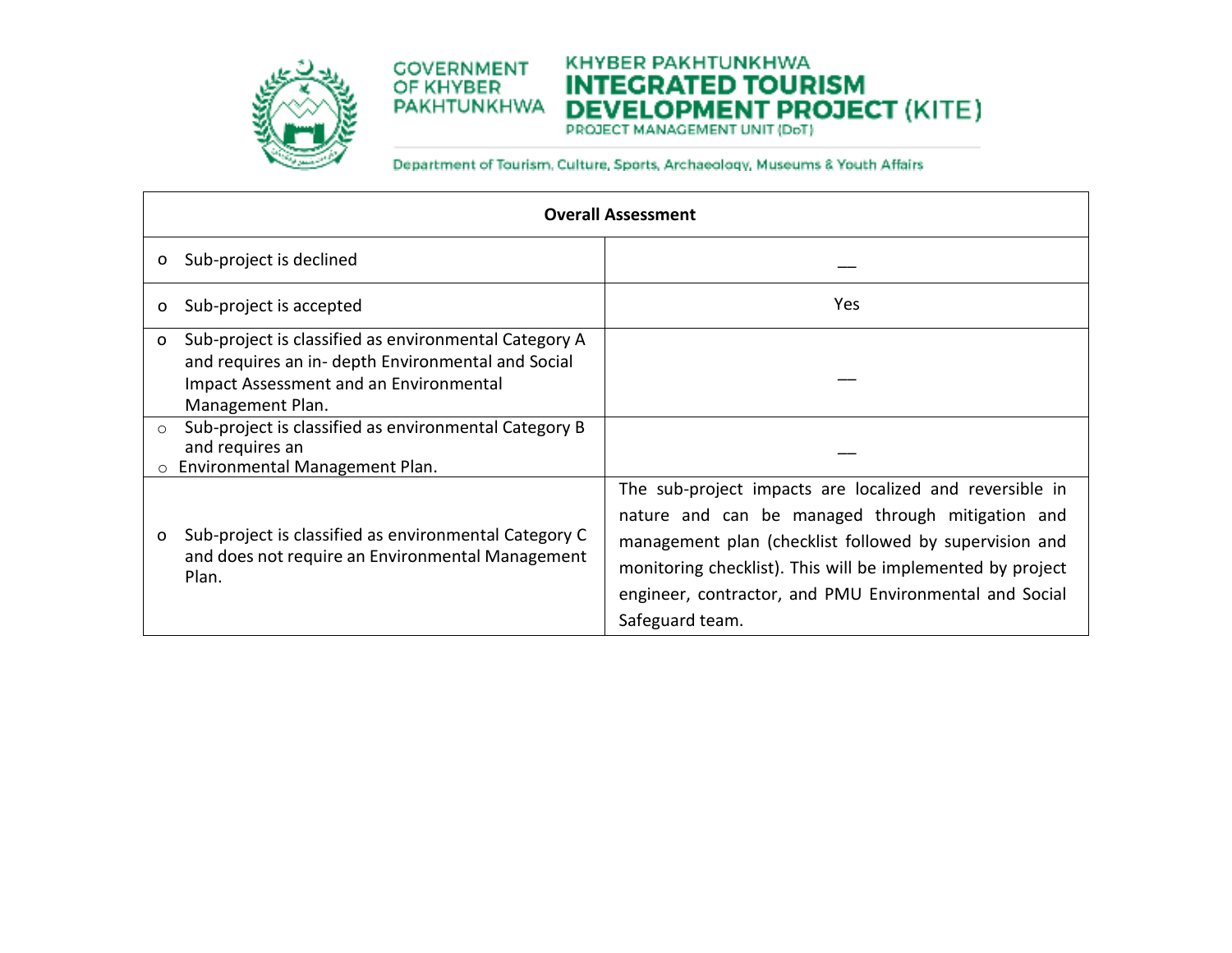| Overall Assessment | |
|---|---|
| o Sub-project is declined | __ |
| o Sub-project is accepted | Yes |
| o Sub-project is classified as environmental Category A and requires an in- depth Environmental and Social Impact Assessment and an Environmental Management Plan. | __ |
| ○ Sub-project is classified as environmental Category B and requires an<br>○ Environmental Management Plan. | __ |
| o Sub-project is classified as environmental Category C and does not require an Environmental Management Plan. | The sub-project impacts are localized and reversible in nature and can be managed through mitigation and management plan (checklist followed by supervision and monitoring checklist). This will be implemented by project engineer, contractor, and PMU Environmental and Social Safeguard team. |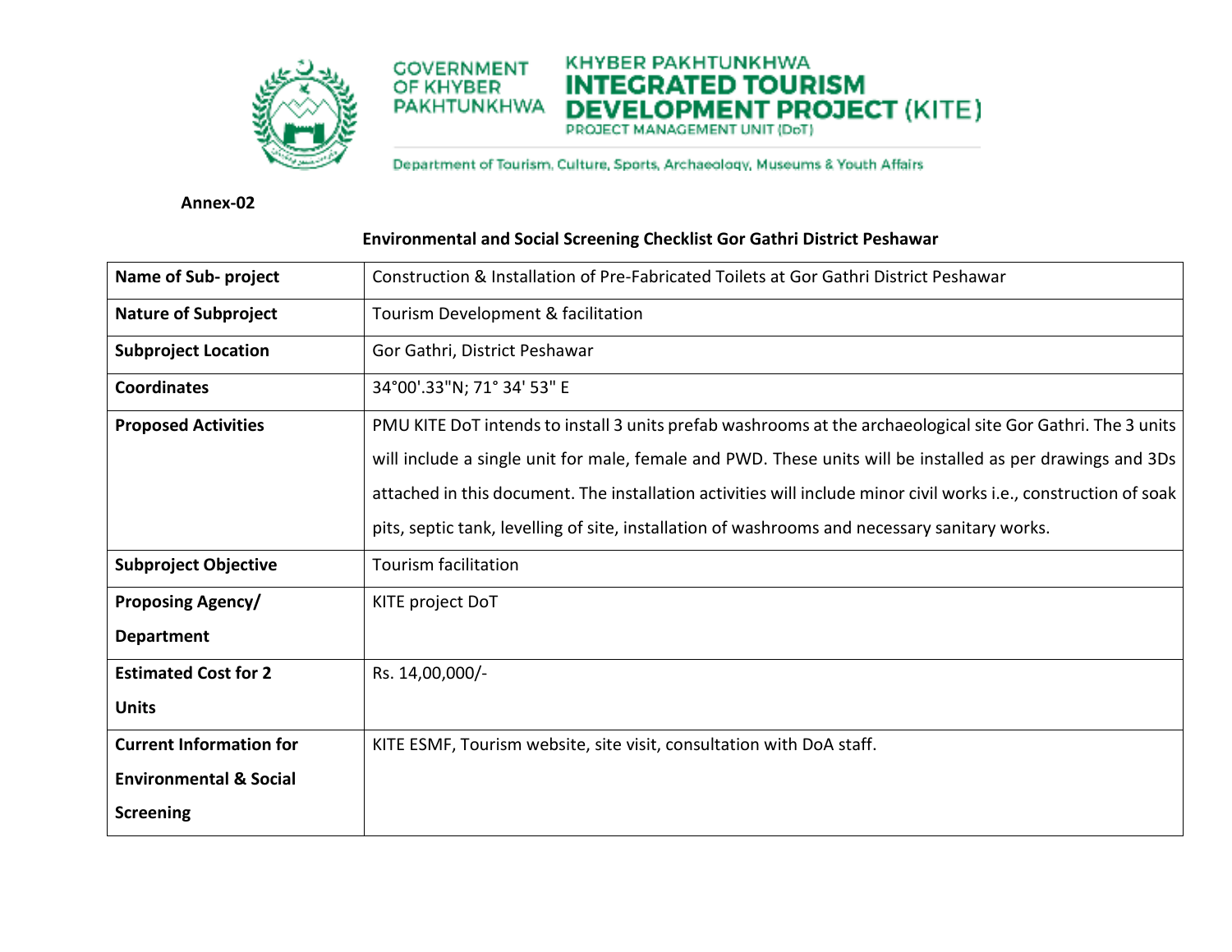GOVERNMENT OF KHYBER PAKHTUNKHWA

KHYBER PAKHTUNKHWA **INTEGRATED TOURISM DEVELOPMENT PROJECT** (KITE)
PROJECT MANAGEMENT UNIT (DoT)

Department of Tourism, Culture, Sports, Archaeology, Museums & Youth Affairs

**Annex-02**

**Environmental and Social Screening Checklist Gor Gathri District Peshawar**

| **Name of Sub- project** | Construction & Installation of Pre-Fabricated Toilets at Gor Gathri District Peshawar |
|---|---|
| **Nature of Subproject** | Tourism Development & facilitation |
| **Subproject Location** | Gor Gathri, District Peshawar |
| **Coordinates** | 34°00'.33"N; 71° 34' 53" E |
| **Proposed Activities** | PMU KITE DoT intends to install 3 units prefab washrooms at the archaeological site Gor Gathri. The 3 units will include a single unit for male, female and PWD. These units will be installed as per drawings and 3Ds attached in this document. The installation activities will include minor civil works i.e., construction of soak pits, septic tank, levelling of site, installation of washrooms and necessary sanitary works. |
| **Subproject Objective** | Tourism facilitation |
| **Proposing Agency/ Department** | KITE project DoT |
| **Estimated Cost for 2 Units** | Rs. 14,00,000/- |
| **Current Information for Environmental & Social Screening** | KITE ESMF, Tourism website, site visit, consultation with DoA staff. |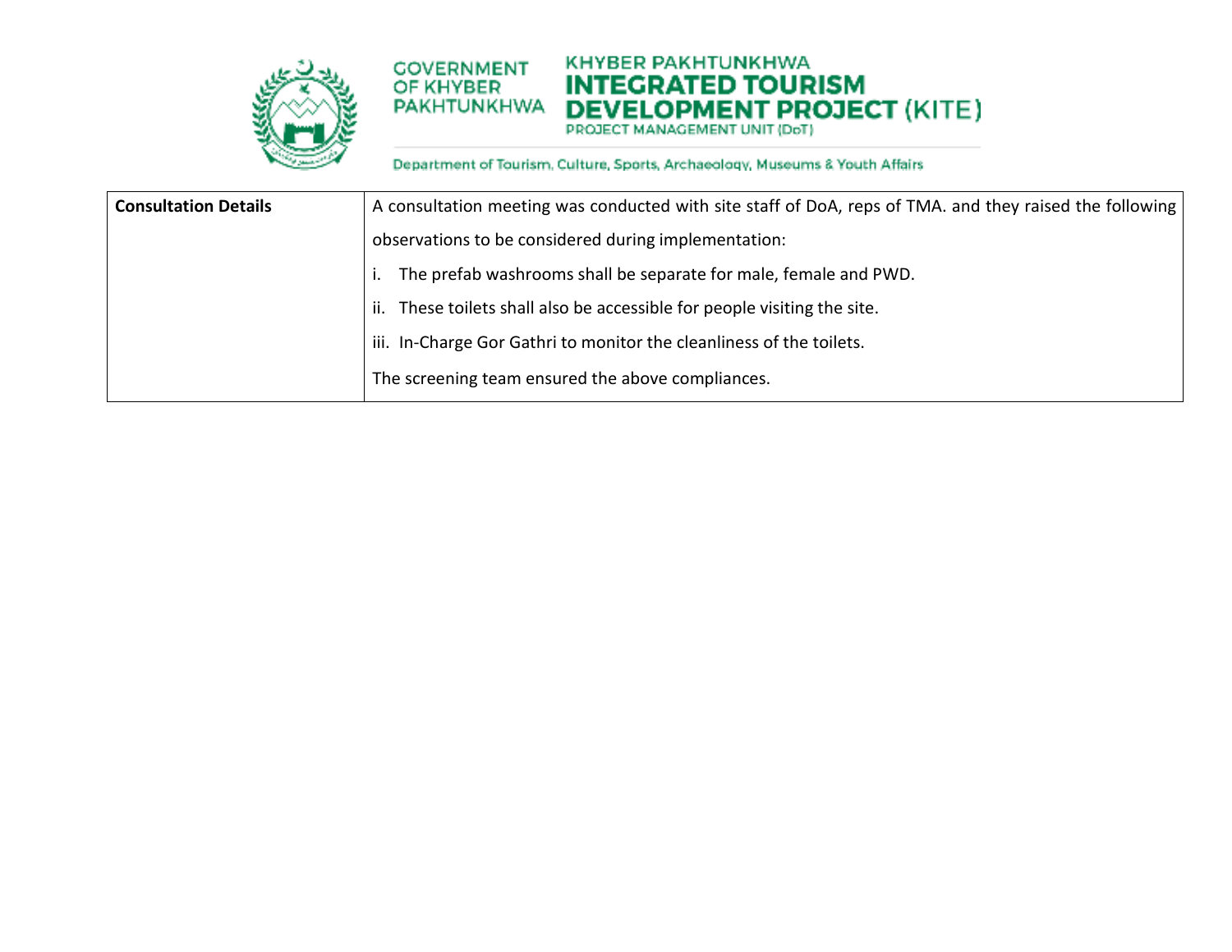| Consultation Details | A consultation meeting was conducted with site staff of DoA, reps of TMA. and they raised the following observations to be considered during implementation:<br>i. The prefab washrooms shall be separate for male, female and PWD.<br>ii. These toilets shall also be accessible for people visiting the site.<br>iii. In-Charge Gor Gathri to monitor the cleanliness of the toilets.<br>The screening team ensured the above compliances. |
|---|---|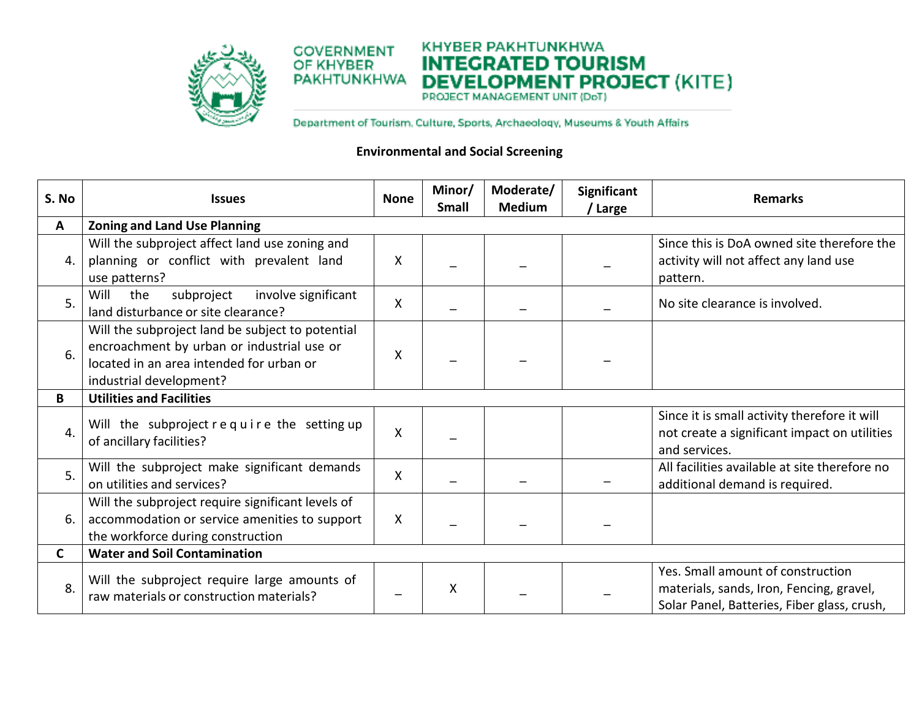GOVERNMENT OF KHYBER PAKHTUNKHWA

KHYBER PAKHTUNKHWA **INTEGRATED TOURISM DEVELOPMENT PROJECT (KITE)**
PROJECT MANAGEMENT UNIT (DoT)

Department of Tourism, Culture, Sports, Archaeology, Museums & Youth Affairs

**Environmental and Social Screening**

| S. No | Issues | None | Minor/ Small | Moderate/ Medium | Significant / Large | Remarks |
|---|---|---|---|---|---|---|
| **A** | **Zoning and Land Use Planning** | | | | | |
| 4. | Will the subproject affect land use zoning and planning or conflict with prevalent land use patterns? | X | _ | _ | _ | Since this is DoA owned site therefore the activity will not affect any land use pattern. |
| 5. | Will the subproject involve significant land disturbance or site clearance? | X | _ | _ | _ | No site clearance is involved. |
| 6. | Will the subproject land be subject to potential encroachment by urban or industrial use or located in an area intended for urban or industrial development? | X | _ | _ | _ | |
| **B** | **Utilities and Facilities** | | | | | |
| 4. | Will the subproject require the setting up of ancillary facilities? | X | _ | | | Since it is small activity therefore it will not create a significant impact on utilities and services. |
| 5. | Will the subproject make significant demands on utilities and services? | X | _ | _ | _ | All facilities available at site therefore no additional demand is required. |
| 6. | Will the subproject require significant levels of accommodation or service amenities to support the workforce during construction | X | _ | _ | _ | |
| **C** | **Water and Soil Contamination** | | | | | |
| 8. | Will the subproject require large amounts of raw materials or construction materials? | _ | X | _ | _ | Yes. Small amount of construction materials, sands, Iron, Fencing, gravel, Solar Panel, Batteries, Fiber glass, crush, |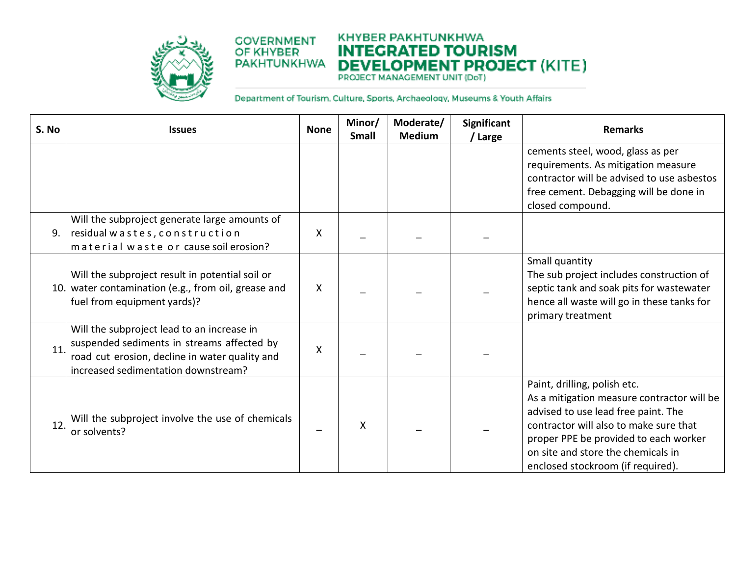| S. No | Issues | None | Minor/ Small | Moderate/ Medium | Significant / Large | Remarks |
|---|---|---|---|---|---|---|
| | | | | | | cements steel, wood, glass as per requirements. As mitigation measure contractor will be advised to use asbestos free cement. Debagging will be done in closed compound. |
| 9. | Will the subproject generate large amounts of residual wastes, construction material waste or cause soil erosion? | X | _ | _ | _ | |
| 10. | Will the subproject result in potential soil or water contamination (e.g., from oil, grease and fuel from equipment yards)? | X | _ | _ | _ | Small quantity<br>The sub project includes construction of septic tank and soak pits for wastewater hence all waste will go in these tanks for primary treatment |
| 11. | Will the subproject lead to an increase in suspended sediments in streams affected by road cut erosion, decline in water quality and increased sedimentation downstream? | X | _ | _ | _ | |
| 12. | Will the subproject involve the use of chemicals or solvents? | _ | X | _ | _ | Paint, drilling, polish etc.<br>As a mitigation measure contractor will be advised to use lead free paint. The contractor will also to make sure that proper PPE be provided to each worker on site and store the chemicals in enclosed stockroom (if required). |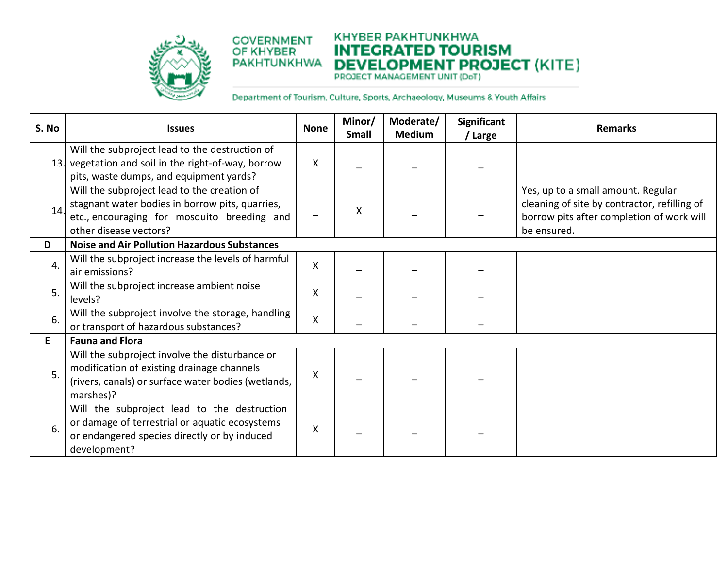| S. No | Issues | None | Minor/ Small | Moderate/ Medium | Significant / Large | Remarks |
|---|---|---|---|---|---|---|
| 13. | Will the subproject lead to the destruction of vegetation and soil in the right-of-way, borrow pits, waste dumps, and equipment yards? | X | – | – | – | |
| 14. | Will the subproject lead to the creation of stagnant water bodies in borrow pits, quarries, etc., encouraging for mosquito breeding and other disease vectors? | – | X | – | – | Yes, up to a small amount. Regular cleaning of site by contractor, refilling of borrow pits after completion of work will be ensured. |
| **D** | **Noise and Air Pollution Hazardous Substances** | | | | | |
| 4. | Will the subproject increase the levels of harmful air emissions? | X | – | – | – | |
| 5. | Will the subproject increase ambient noise levels? | X | – | – | – | |
| 6. | Will the subproject involve the storage, handling or transport of hazardous substances? | X | – | – | – | |
| **E** | **Fauna and Flora** | | | | | |
| 5. | Will the subproject involve the disturbance or modification of existing drainage channels (rivers, canals) or surface water bodies (wetlands, marshes)? | X | – | – | – | |
| 6. | Will the subproject lead to the destruction or damage of terrestrial or aquatic ecosystems or endangered species directly or by induced development? | X | – | – | – | |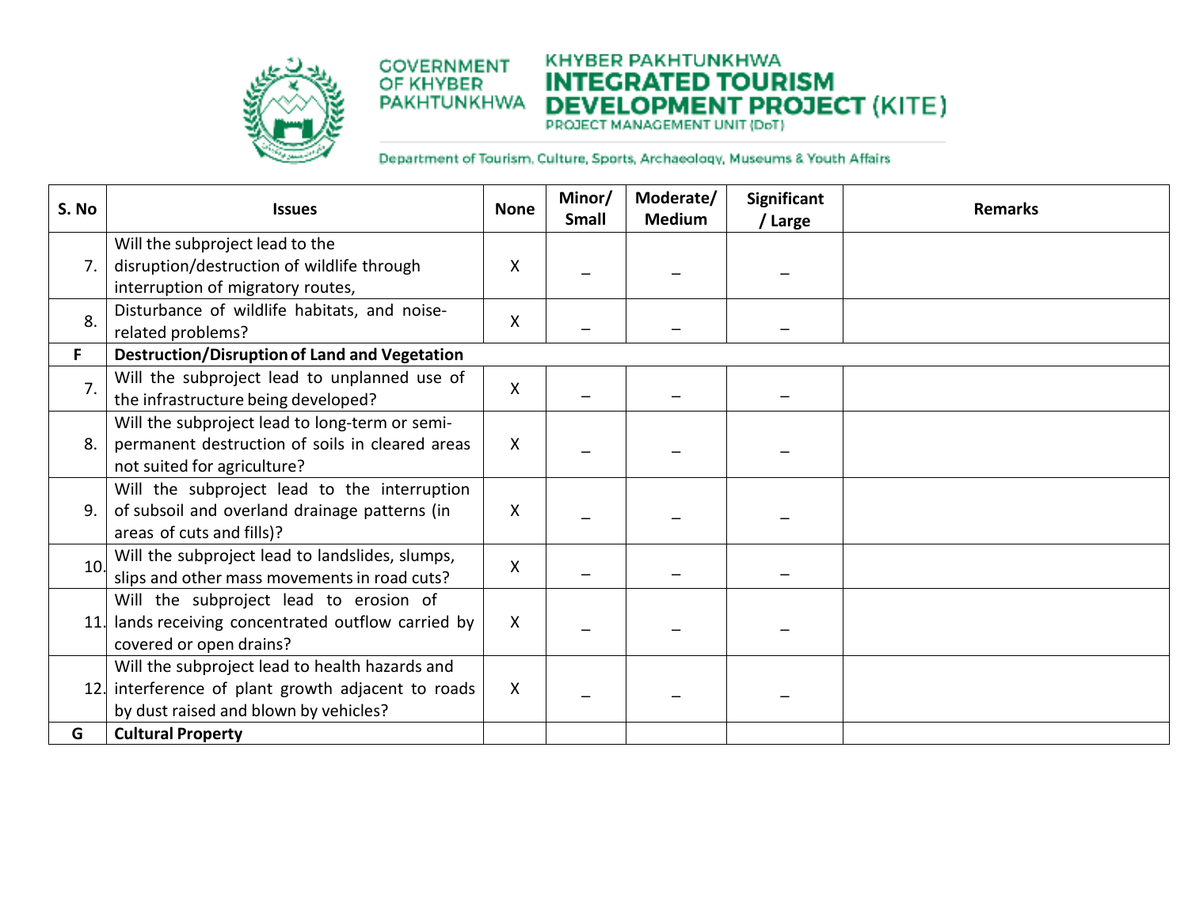| S. No | Issues | None | Minor/ Small | Moderate/ Medium | Significant / Large | Remarks |
|---|---|---|---|---|---|---|
| 7. | Will the subproject lead to the disruption/destruction of wildlife through interruption of migratory routes, | X | _ | _ | _ | |
| 8. | Disturbance of wildlife habitats, and noise-related problems? | X | _ | _ | _ | |
| **F** | **Destruction/Disruption of Land and Vegetation** | | | | | |
| 7. | Will the subproject lead to unplanned use of the infrastructure being developed? | X | _ | _ | _ | |
| 8. | Will the subproject lead to long-term or semi-permanent destruction of soils in cleared areas not suited for agriculture? | X | _ | _ | _ | |
| 9. | Will the subproject lead to the interruption of subsoil and overland drainage patterns (in areas of cuts and fills)? | X | _ | _ | _ | |
| 10. | Will the subproject lead to landslides, slumps, slips and other mass movements in road cuts? | X | _ | _ | _ | |
| 11. | Will the subproject lead to erosion of lands receiving concentrated outflow carried by covered or open drains? | X | _ | _ | _ | |
| 12. | Will the subproject lead to health hazards and interference of plant growth adjacent to roads by dust raised and blown by vehicles? | X | _ | _ | _ | |
| **G** | **Cultural Property** | | | | | |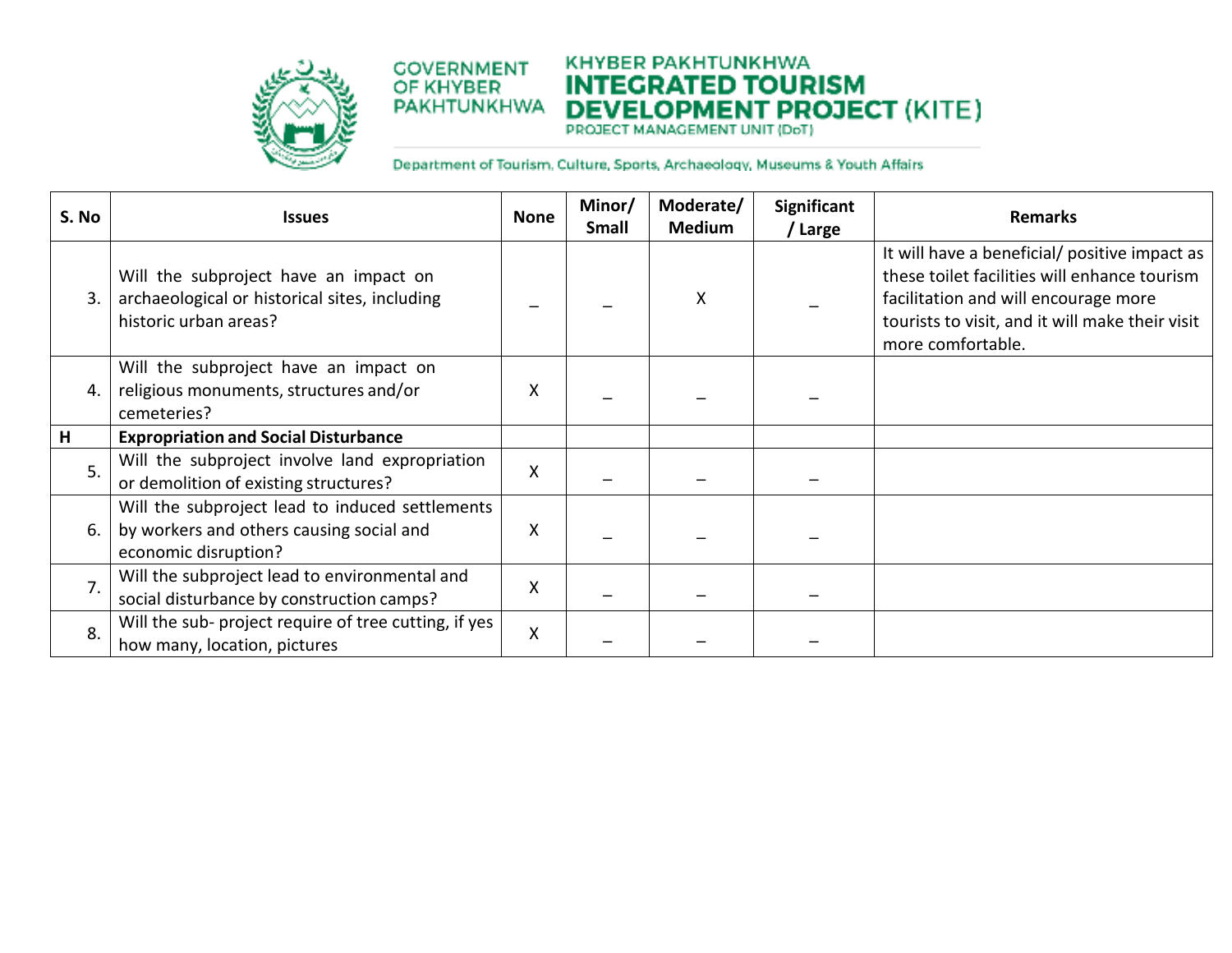| S. No | Issues | None | Minor/ Small | Moderate/ Medium | Significant / Large | Remarks |
|---|---|---|---|---|---|---|
| 3. | Will the subproject have an impact on archaeological or historical sites, including historic urban areas? | – | – | X | – | It will have a beneficial/ positive impact as these toilet facilities will enhance tourism facilitation and will encourage more tourists to visit, and it will make their visit more comfortable. |
| 4. | Will the subproject have an impact on religious monuments, structures and/or cemeteries? | X | – | – | – | |
| H | **Expropriation and Social Disturbance** | | | | | |
| 5. | Will the subproject involve land expropriation or demolition of existing structures? | X | – | – | – | |
| 6. | Will the subproject lead to induced settlements by workers and others causing social and economic disruption? | X | – | – | – | |
| 7. | Will the subproject lead to environmental and social disturbance by construction camps? | X | – | – | – | |
| 8. | Will the sub- project require of tree cutting, if yes how many, location, pictures | X | – | – | – | |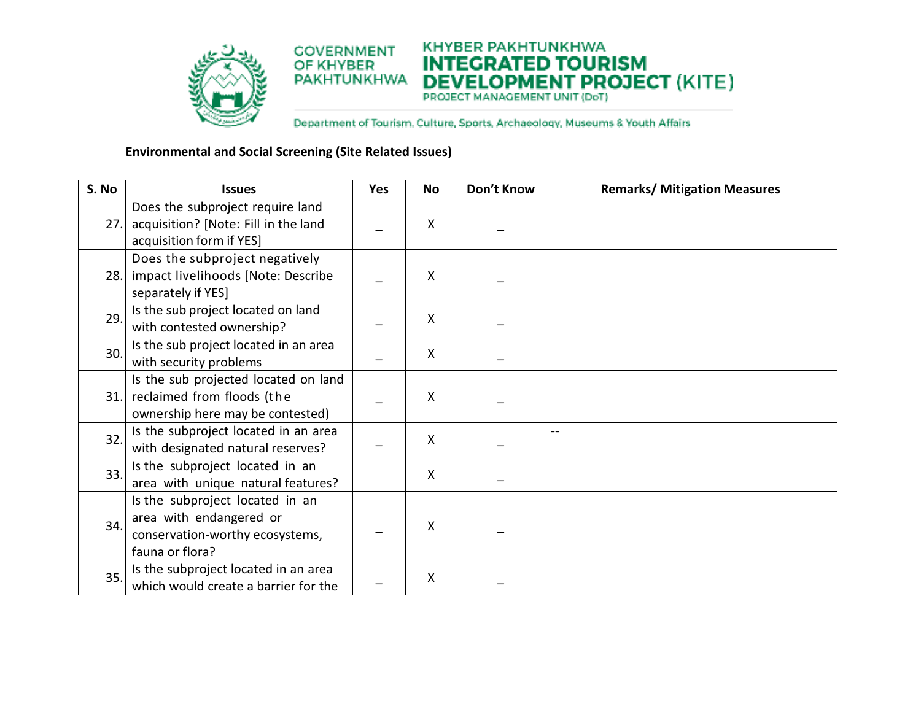GOVERNMENT OF KHYBER PAKHTUNKHWA

KHYBER PAKHTUNKHWA **INTEGRATED TOURISM DEVELOPMENT PROJECT** (KITE)
PROJECT MANAGEMENT UNIT (DoT)

Department of Tourism, Culture, Sports, Archaeology, Museums & Youth Affairs

**Environmental and Social Screening (Site Related Issues)**

| S. No | Issues | Yes | No | Don't Know | Remarks/ Mitigation Measures |
|---|---|---|---|---|---|
| 27. | Does the subproject require land acquisition? [Note: Fill in the land acquisition form if YES] | _ | X | _ | |
| 28. | Does the subproject negatively impact livelihoods [Note: Describe separately if YES] | _ | X | _ | |
| 29. | Is the sub project located on land with contested ownership? | _ | X | _ | |
| 30. | Is the sub project located in an area with security problems | _ | X | _ | |
| 31. | Is the sub projected located on land reclaimed from floods (the ownership here may be contested) | _ | X | _ | |
| 32. | Is the subproject located in an area with designated natural reserves? | _ | X | _ | -- |
| 33. | Is the subproject located in an area with unique natural features? | | X | _ | |
| 34. | Is the subproject located in an area with endangered or conservation-worthy ecosystems, fauna or flora? | _ | X | _ | |
| 35. | Is the subproject located in an area which would create a barrier for the | _ | X | _ | |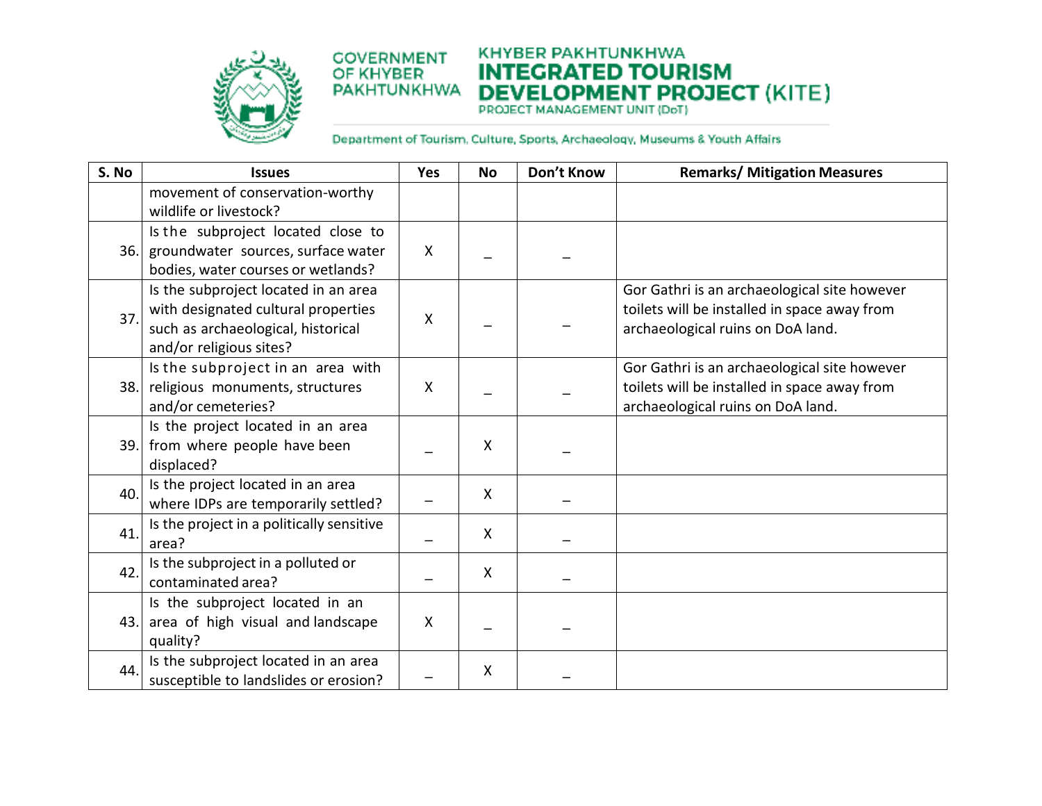| S. No | Issues | Yes | No | Don't Know | Remarks/ Mitigation Measures |
|---|---|---|---|---|---|
| | movement of conservation-worthy wildlife or livestock? | | | | |
| 36. | Is the subproject located close to groundwater sources, surface water bodies, water courses or wetlands? | X | _ | _ | |
| 37. | Is the subproject located in an area with designated cultural properties such as archaeological, historical and/or religious sites? | X | _ | _ | Gor Gathri is an archaeological site however toilets will be installed in space away from archaeological ruins on DoA land. |
| 38. | Is the subproject in an area with religious monuments, structures and/or cemeteries? | X | _ | _ | Gor Gathri is an archaeological site however toilets will be installed in space away from archaeological ruins on DoA land. |
| 39. | Is the project located in an area from where people have been displaced? | _ | X | _ | |
| 40. | Is the project located in an area where IDPs are temporarily settled? | _ | X | _ | |
| 41. | Is the project in a politically sensitive area? | _ | X | _ | |
| 42. | Is the subproject in a polluted or contaminated area? | _ | X | _ | |
| 43. | Is the subproject located in an area of high visual and landscape quality? | X | _ | _ | |
| 44. | Is the subproject located in an area susceptible to landslides or erosion? | _ | X | _ | |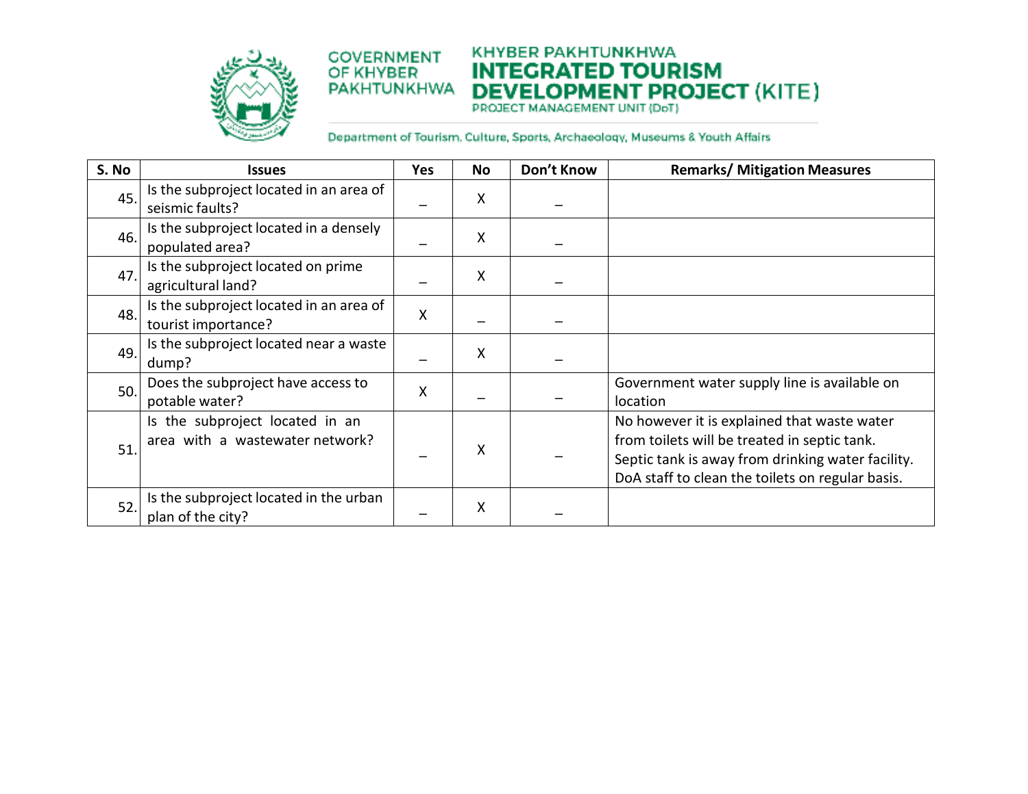| S. No | Issues | Yes | No | Don't Know | Remarks/ Mitigation Measures |
|---|---|---|---|---|---|
| 45. | Is the subproject located in an area of seismic faults? | – | X | – | |
| 46. | Is the subproject located in a densely populated area? | – | X | – | |
| 47. | Is the subproject located on prime agricultural land? | – | X | – | |
| 48. | Is the subproject located in an area of tourist importance? | X | – | – | |
| 49. | Is the subproject located near a waste dump? | – | X | – | |
| 50. | Does the subproject have access to potable water? | X | – | – | Government water supply line is available on location |
| 51. | Is the subproject located in an area with a wastewater network? | – | X | – | No however it is explained that waste water from toilets will be treated in septic tank. Septic tank is away from drinking water facility. DoA staff to clean the toilets on regular basis. |
| 52. | Is the subproject located in the urban plan of the city? | – | X | – | |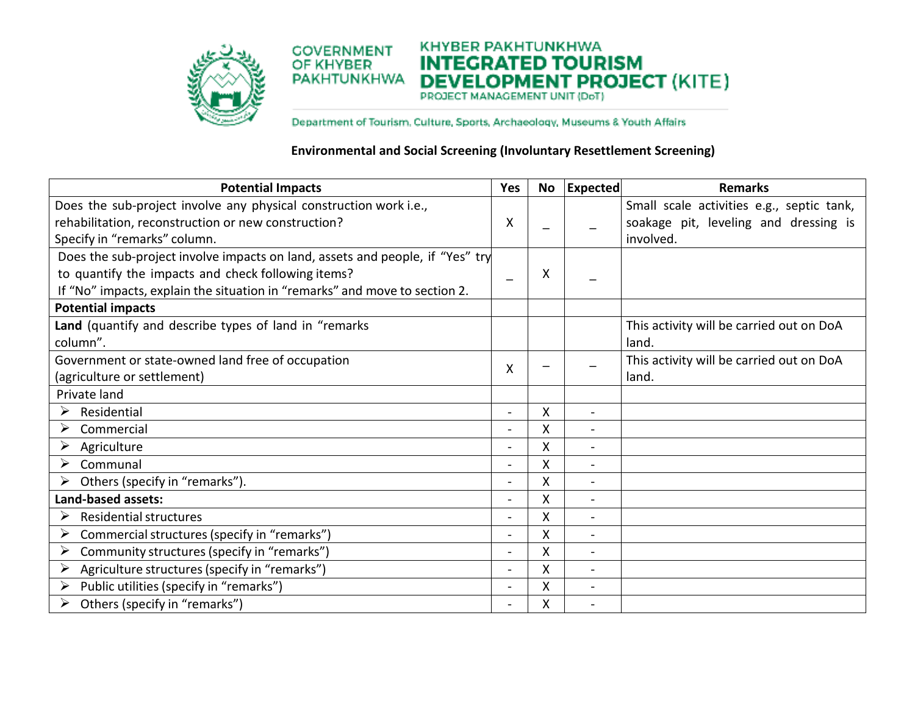GOVERNMENT OF KHYBER PAKHTUNKHWA

KHYBER PAKHTUNKHWA INTEGRATED TOURISM DEVELOPMENT PROJECT (KITE)
PROJECT MANAGEMENT UNIT (DoT)

Department of Tourism, Culture, Sports, Archaeology, Museums & Youth Affairs

**Environmental and Social Screening (Involuntary Resettlement Screening)**

| Potential Impacts | Yes | No | Expected | Remarks |
|---|---|---|---|---|
| Does the sub-project involve any physical construction work i.e., rehabilitation, reconstruction or new construction? Specify in "remarks" column. | X | _ | _ | Small scale activities e.g., septic tank, soakage pit, leveling and dressing is involved. |
| Does the sub-project involve impacts on land, assets and people, if "Yes" try to quantify the impacts and check following items? If "No" impacts, explain the situation in "remarks" and move to section 2. | _ | X | _ | |
| **Potential impacts** | | | | |
| **Land** (quantify and describe types of land in "remarks column". | | | | This activity will be carried out on DoA land. |
| Government or state-owned land free of occupation (agriculture or settlement) | X | – | – | This activity will be carried out on DoA land. |
| Private land | | | | |
| ➢ Residential | - | X | - | |
| ➢ Commercial | - | X | - | |
| ➢ Agriculture | - | X | - | |
| ➢ Communal | - | X | - | |
| ➢ Others (specify in "remarks"). | - | X | - | |
| **Land-based assets:** | - | X | - | |
| ➢ Residential structures | - | X | - | |
| ➢ Commercial structures (specify in "remarks") | - | X | - | |
| ➢ Community structures (specify in "remarks") | - | X | - | |
| ➢ Agriculture structures (specify in "remarks") | - | X | - | |
| ➢ Public utilities (specify in "remarks") | - | X | - | |
| ➢ Others (specify in "remarks") | - | X | - | |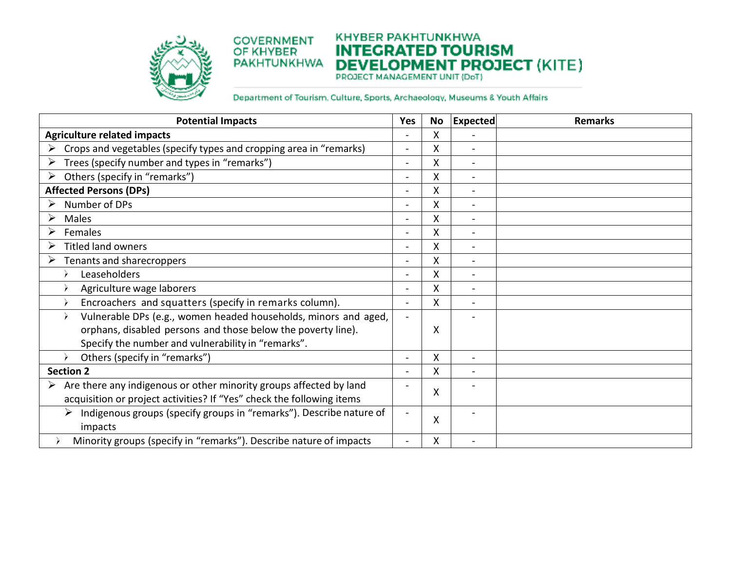| Potential Impacts | Yes | No | Expected | Remarks |
|---|---|---|---|---|
| **Agriculture related impacts** | - | X | - | |
| ➢ Crops and vegetables (specify types and cropping area in "remarks) | - | X | - | |
| ➢ Trees (specify number and types in "remarks") | - | X | - | |
| ➢ Others (specify in "remarks") | - | X | - | |
| **Affected Persons (DPs)** | - | X | - | |
| ➢ Number of DPs | - | X | - | |
| ➢ Males | - | X | - | |
| ➢ Females | - | X | - | |
| ➢ Titled land owners | - | X | - | |
| ➢ Tenants and sharecroppers | - | X | - | |
| › Leaseholders | - | X | - | |
| › Agriculture wage laborers | - | X | - | |
| › Encroachers and squatters (specify in remarks column). | - | X | - | |
| › Vulnerable DPs (e.g., women headed households, minors and aged, orphans, disabled persons and those below the poverty line). Specify the number and vulnerability in "remarks". | - | X | - | |
| › Others (specify in "remarks") | - | X | - | |
| **Section 2** | - | X | - | |
| ➢ Are there any indigenous or other minority groups affected by land acquisition or project activities? If "Yes" check the following items | - | X | - | |
| ➢ Indigenous groups (specify groups in "remarks"). Describe nature of impacts | - | X | - | |
| › Minority groups (specify in "remarks"). Describe nature of impacts | - | X | - | |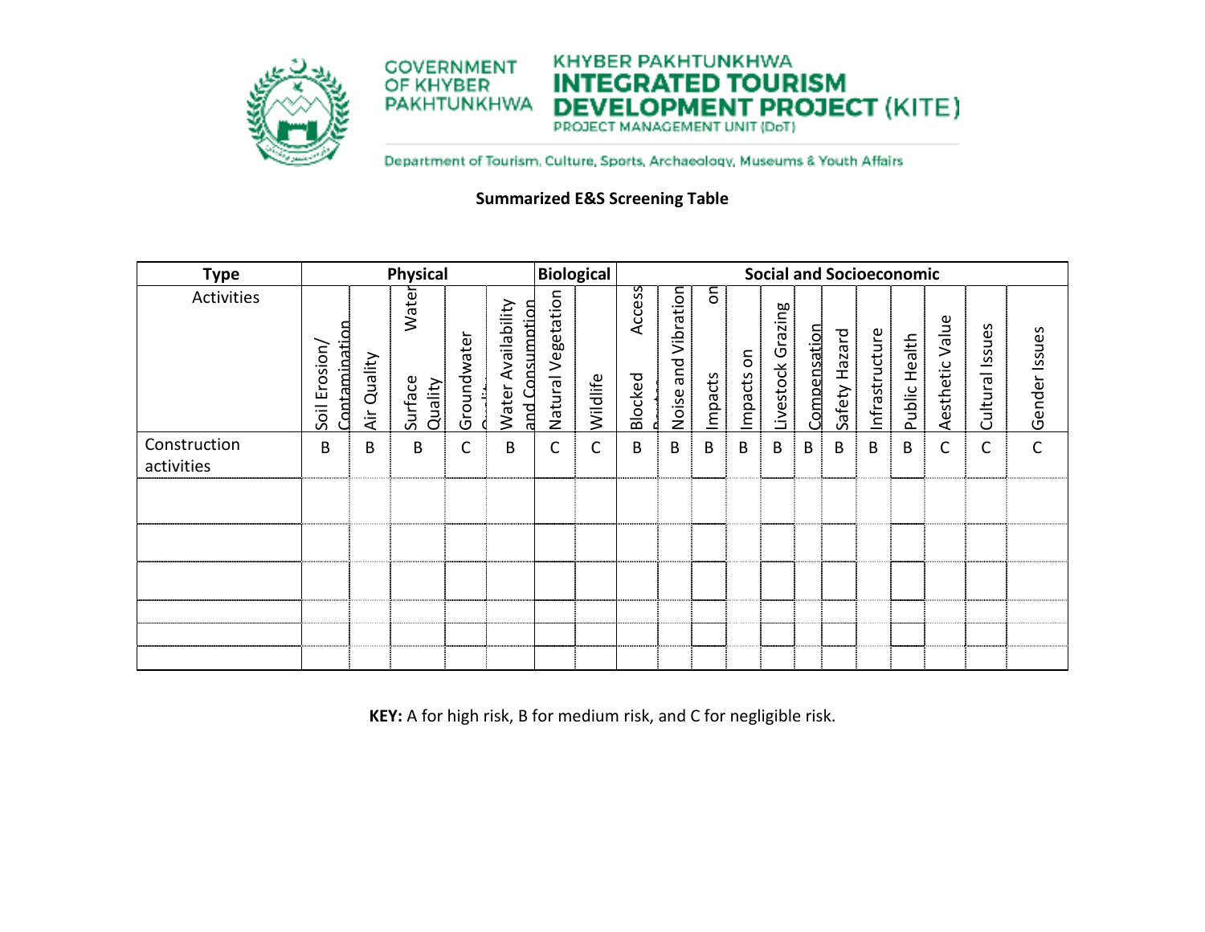**Summarized E&S Screening Table**

| Type | Physical | | | | | Biological | | Social and Socioeconomic | | | | | | | | | | | |
|---|---|---|---|---|---|---|---|---|---|---|---|---|---|---|---|---|---|---|---|
| Activities | Soil Erosion/ Contamination | Air Quality | Surface Water Quality | Groundwater Quality | Water Availability and Consumption | Natural Vegetation | Wildlife | Blocked Access Roads | Noise and Vibration | Impacts on | Impacts on | Livestock Grazing | Compensation | Safety Hazard | Infrastructure | Public Health | Aesthetic Value | Cultural Issues | Gender Issues |
| Construction activities | B | B | B | C | B | C | C | B | B | B | B | B | B | B | B | B | C | C | C |
| | | | | | | | | | | | | | | | | | | | |
| | | | | | | | | | | | | | | | | | | | |
| | | | | | | | | | | | | | | | | | | | |
| | | | | | | | | | | | | | | | | | | | |
| | | | | | | | | | | | | | | | | | | | |
| | | | | | | | | | | | | | | | | | | | |

**KEY:** A for high risk, B for medium risk, and C for negligible risk.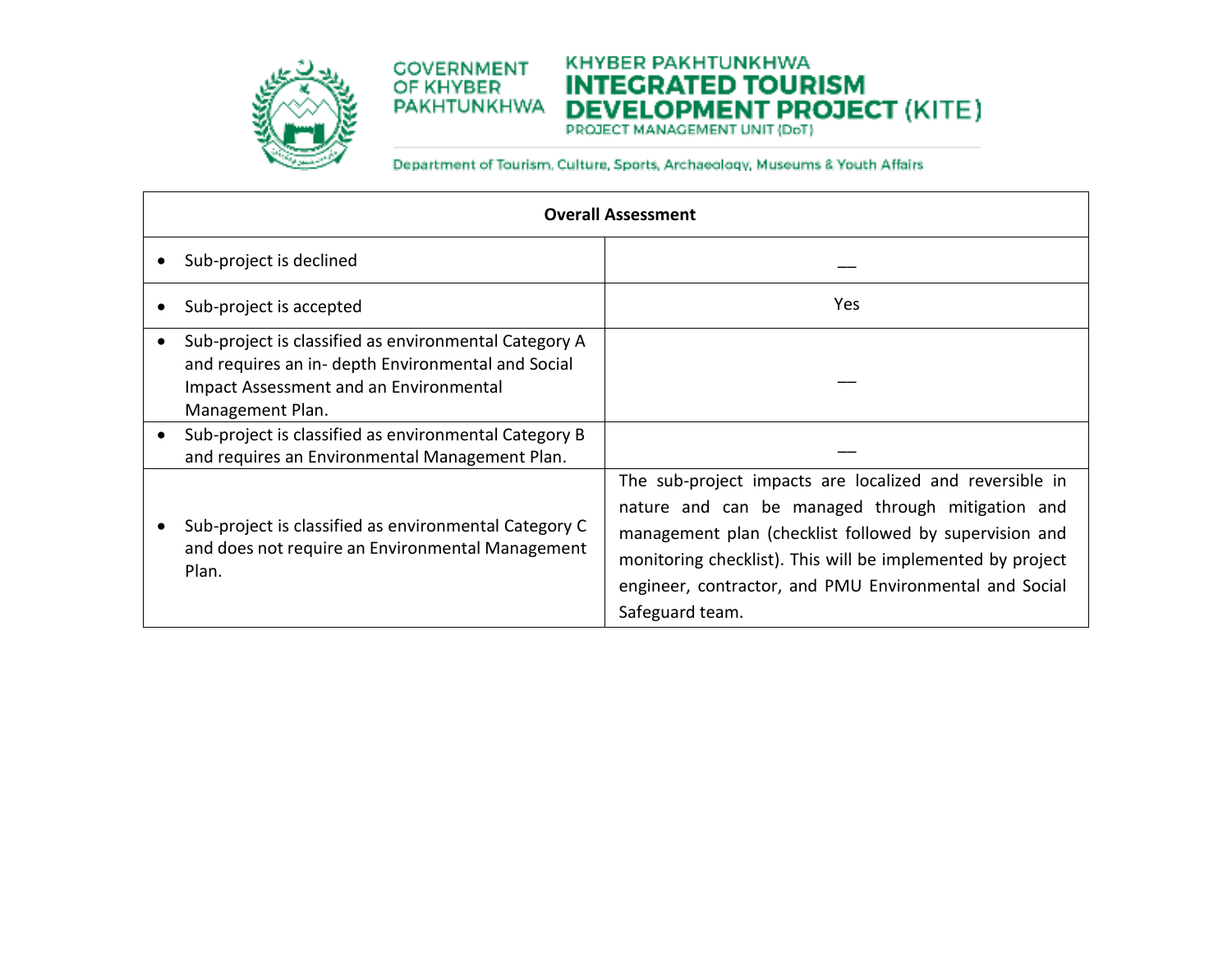| Overall Assessment | |
|---|---|
| • Sub-project is declined | — |
| • Sub-project is accepted | Yes |
| • Sub-project is classified as environmental Category A and requires an in- depth Environmental and Social Impact Assessment and an Environmental Management Plan. | — |
| • Sub-project is classified as environmental Category B and requires an Environmental Management Plan. | — |
| • Sub-project is classified as environmental Category C and does not require an Environmental Management Plan. | The sub-project impacts are localized and reversible in nature and can be managed through mitigation and management plan (checklist followed by supervision and monitoring checklist). This will be implemented by project engineer, contractor, and PMU Environmental and Social Safeguard team. |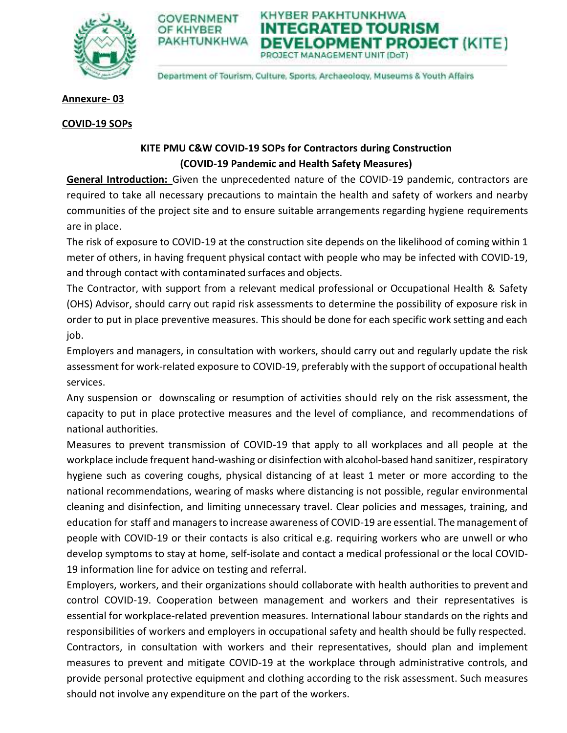**Annexure- 03**

**COVID-19 SOPs**

**KITE PMU C&W COVID-19 SOPs for Contractors during Construction (COVID-19 Pandemic and Health Safety Measures)**

**General Introduction:** Given the unprecedented nature of the COVID-19 pandemic, contractors are required to take all necessary precautions to maintain the health and safety of workers and nearby communities of the project site and to ensure suitable arrangements regarding hygiene requirements are in place.

The risk of exposure to COVID-19 at the construction site depends on the likelihood of coming within 1 meter of others, in having frequent physical contact with people who may be infected with COVID-19, and through contact with contaminated surfaces and objects.

The Contractor, with support from a relevant medical professional or Occupational Health & Safety (OHS) Advisor, should carry out rapid risk assessments to determine the possibility of exposure risk in order to put in place preventive measures. This should be done for each specific work setting and each job.

Employers and managers, in consultation with workers, should carry out and regularly update the risk assessment for work-related exposure to COVID-19, preferably with the support of occupational health services.

Any suspension or downscaling or resumption of activities should rely on the risk assessment, the capacity to put in place protective measures and the level of compliance, and recommendations of national authorities.

Measures to prevent transmission of COVID-19 that apply to all workplaces and all people at the workplace include frequent hand-washing or disinfection with alcohol-based hand sanitizer, respiratory hygiene such as covering coughs, physical distancing of at least 1 meter or more according to the national recommendations, wearing of masks where distancing is not possible, regular environmental cleaning and disinfection, and limiting unnecessary travel. Clear policies and messages, training, and education for staff and managers to increase awareness of COVID-19 are essential. The management of people with COVID-19 or their contacts is also critical e.g. requiring workers who are unwell or who develop symptoms to stay at home, self-isolate and contact a medical professional or the local COVID-19 information line for advice on testing and referral.

Employers, workers, and their organizations should collaborate with health authorities to prevent and control COVID-19. Cooperation between management and workers and their representatives is essential for workplace-related prevention measures. International labour standards on the rights and responsibilities of workers and employers in occupational safety and health should be fully respected.

Contractors, in consultation with workers and their representatives, should plan and implement measures to prevent and mitigate COVID-19 at the workplace through administrative controls, and provide personal protective equipment and clothing according to the risk assessment. Such measures should not involve any expenditure on the part of the workers.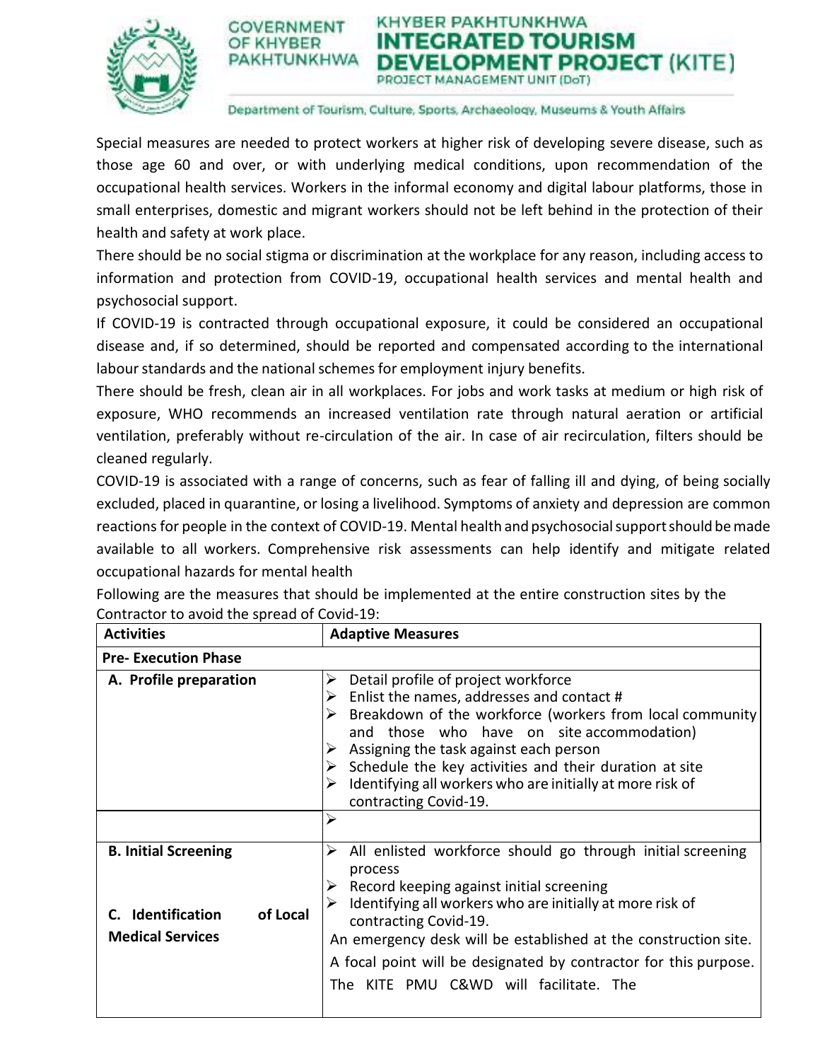Special measures are needed to protect workers at higher risk of developing severe disease, such as those age 60 and over, or with underlying medical conditions, upon recommendation of the occupational health services. Workers in the informal economy and digital labour platforms, those in small enterprises, domestic and migrant workers should not be left behind in the protection of their health and safety at work place.

There should be no social stigma or discrimination at the workplace for any reason, including access to information and protection from COVID-19, occupational health services and mental health and psychosocial support.

If COVID-19 is contracted through occupational exposure, it could be considered an occupational disease and, if so determined, should be reported and compensated according to the international labour standards and the national schemes for employment injury benefits.

There should be fresh, clean air in all workplaces. For jobs and work tasks at medium or high risk of exposure, WHO recommends an increased ventilation rate through natural aeration or artificial ventilation, preferably without re-circulation of the air. In case of air recirculation, filters should be cleaned regularly.

COVID-19 is associated with a range of concerns, such as fear of falling ill and dying, of being socially excluded, placed in quarantine, or losing a livelihood. Symptoms of anxiety and depression are common reactions for people in the context of COVID-19. Mental health and psychosocial support should be made available to all workers. Comprehensive risk assessments can help identify and mitigate related occupational hazards for mental health

Following are the measures that should be implemented at the entire construction sites by the Contractor to avoid the spread of Covid-19:

| Activities | Adaptive Measures |
|---|---|
| **Pre- Execution Phase** | |
| **A. Profile preparation** | ➢ Detail profile of project workforce<br>➢ Enlist the names, addresses and contact #<br>➢ Breakdown of the workforce (workers from local community and those who have on site accommodation)<br>➢ Assigning the task against each person<br>➢ Schedule the key activities and their duration at site<br>➢ Identifying all workers who are initially at more risk of contracting Covid-19. |
| | ➢ |
| **B. Initial Screening**<br><br>**C. Identification of Local Medical Services** | ➢ All enlisted workforce should go through initial screening process<br>➢ Record keeping against initial screening<br>➢ Identifying all workers who are initially at more risk of contracting Covid-19.<br>An emergency desk will be established at the construction site.<br>A focal point will be designated by contractor for this purpose.<br>The KITE PMU C&WD will facilitate. The |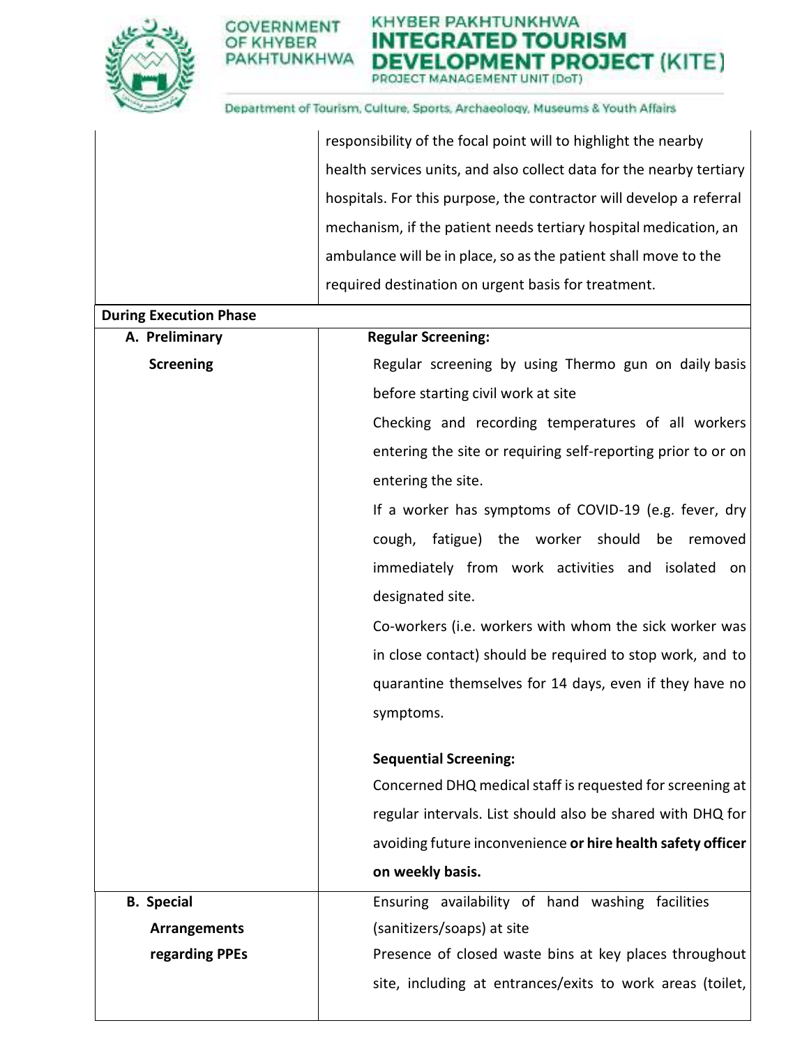|  |  |
|---|---|
|  | responsibility of the focal point will to highlight the nearby health services units, and also collect data for the nearby tertiary hospitals. For this purpose, the contractor will develop a referral mechanism, if the patient needs tertiary hospital medication, an ambulance will be in place, so as the patient shall move to the required destination on urgent basis for treatment. |
| **During Execution Phase** |  |
| **A. Preliminary Screening** | **Regular Screening:**<br>Regular screening by using Thermo gun on daily basis before starting civil work at site<br>Checking and recording temperatures of all workers entering the site or requiring self-reporting prior to or on entering the site.<br>If a worker has symptoms of COVID-19 (e.g. fever, dry cough, fatigue) the worker should be removed immediately from work activities and isolated on designated site.<br>Co-workers (i.e. workers with whom the sick worker was in close contact) should be required to stop work, and to quarantine themselves for 14 days, even if they have no symptoms.<br><br>**Sequential Screening:**<br>Concerned DHQ medical staff is requested for screening at regular intervals. List should also be shared with DHQ for avoiding future inconvenience **or hire health safety officer on weekly basis.** |
| **B. Special Arrangements regarding PPEs** | Ensuring availability of hand washing facilities (sanitizers/soaps) at site<br>Presence of closed waste bins at key places throughout site, including at entrances/exits to work areas (toilet, |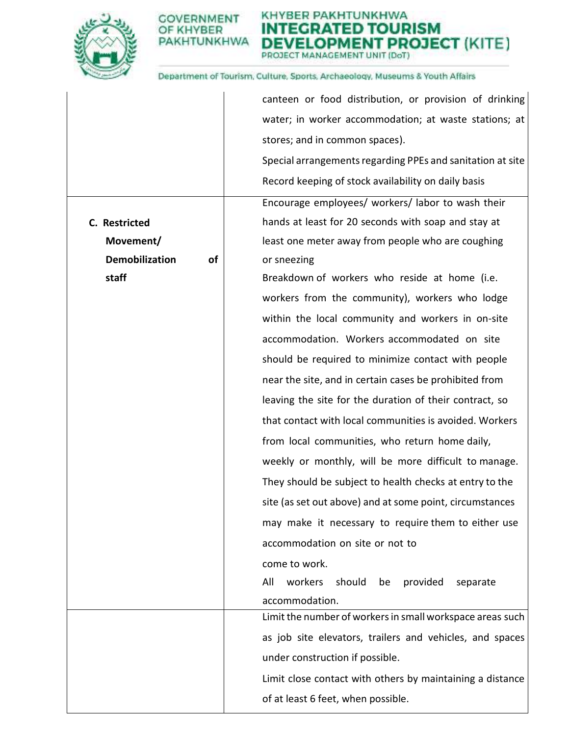| | |
|---|---|
| | canteen or food distribution, or provision of drinking water; in worker accommodation; at waste stations; at stores; and in common spaces).<br>Special arrangements regarding PPEs and sanitation at site<br>Record keeping of stock availability on daily basis |
| **C. Restricted Movement/ Demobilization of staff** | Encourage employees/ workers/ labor to wash their hands at least for 20 seconds with soap and stay at least one meter away from people who are coughing or sneezing<br>Breakdown of workers who reside at home (i.e. workers from the community), workers who lodge within the local community and workers in on-site accommodation. Workers accommodated on site should be required to minimize contact with people near the site, and in certain cases be prohibited from leaving the site for the duration of their contract, so that contact with local communities is avoided. Workers from local communities, who return home daily, weekly or monthly, will be more difficult to manage. They should be subject to health checks at entry to the site (as set out above) and at some point, circumstances may make it necessary to require them to either use accommodation on site or not to come to work.<br>All workers should be provided separate accommodation. |
| | Limit the number of workers in small workspace areas such as job site elevators, trailers and vehicles, and spaces under construction if possible.<br>Limit close contact with others by maintaining a distance of at least 6 feet, when possible. |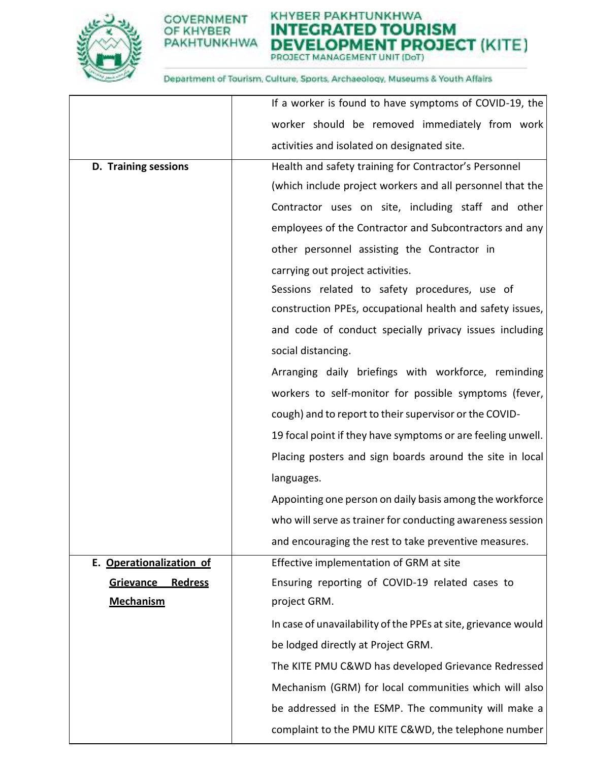| | |
|---|---|
| | If a worker is found to have symptoms of COVID-19, the worker should be removed immediately from work activities and isolated on designated site. |
| **D. Training sessions** | Health and safety training for Contractor's Personnel (which include project workers and all personnel that the Contractor uses on site, including staff and other employees of the Contractor and Subcontractors and any other personnel assisting the Contractor in carrying out project activities.<br>Sessions related to safety procedures, use of construction PPEs, occupational health and safety issues, and code of conduct specially privacy issues including social distancing.<br>Arranging daily briefings with workforce, reminding workers to self-monitor for possible symptoms (fever, cough) and to report to their supervisor or the COVID-19 focal point if they have symptoms or are feeling unwell.<br>Placing posters and sign boards around the site in local languages.<br>Appointing one person on daily basis among the workforce who will serve as trainer for conducting awareness session and encouraging the rest to take preventive measures. |
| **E. <u>Operationalization of Grievance Redress Mechanism</u>** | Effective implementation of GRM at site<br>Ensuring reporting of COVID-19 related cases to project GRM.<br>In case of unavailability of the PPEs at site, grievance would be lodged directly at Project GRM.<br>The KITE PMU C&WD has developed Grievance Redressed Mechanism (GRM) for local communities which will also be addressed in the ESMP. The community will make a complaint to the PMU KITE C&WD, the telephone number |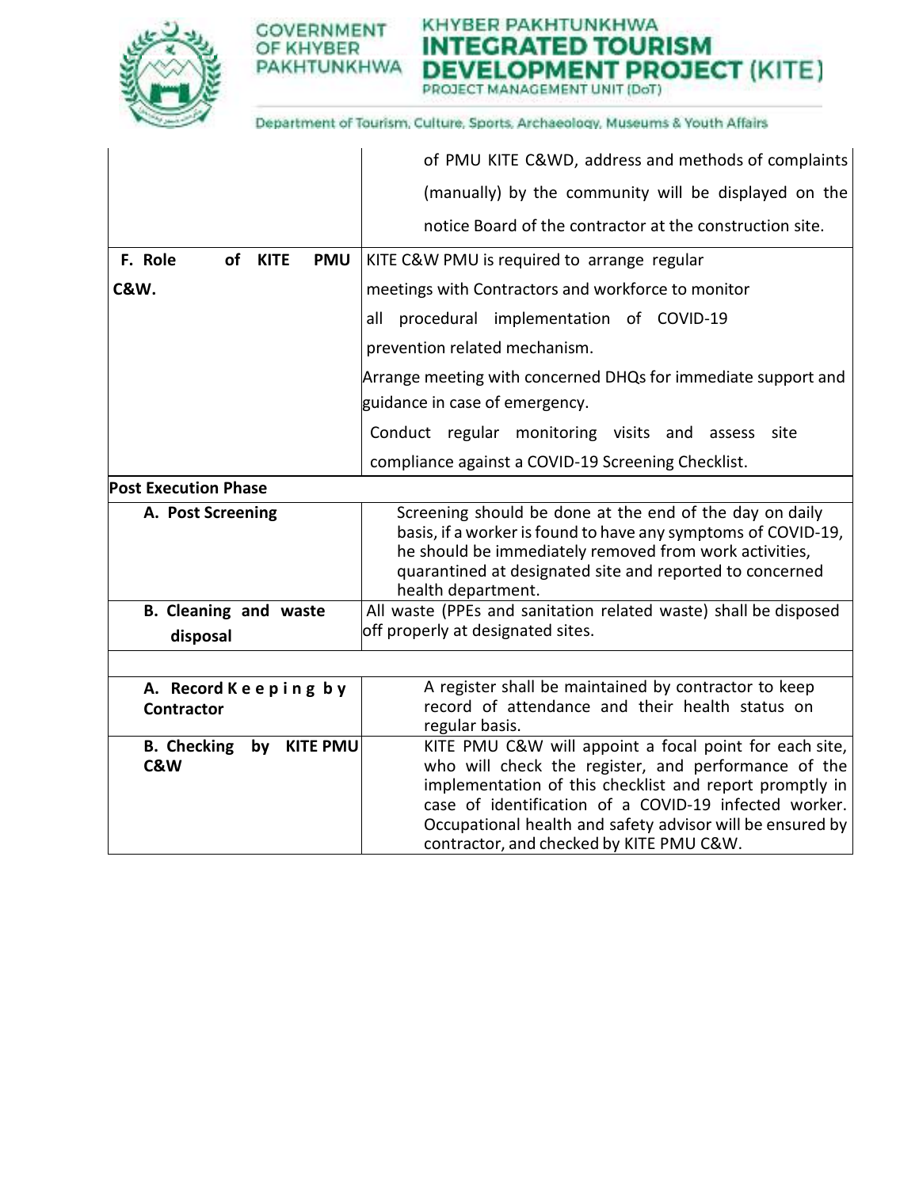| | |
|---|---|
| | of PMU KITE C&WD, address and methods of complaints (manually) by the community will be displayed on the notice Board of the contractor at the construction site. |
| **F. Role of KITE PMU C&W.** | KITE C&W PMU is required to arrange regular meetings with Contractors and workforce to monitor all procedural implementation of COVID-19 prevention related mechanism.<br>Arrange meeting with concerned DHQs for immediate support and guidance in case of emergency.<br>Conduct regular monitoring visits and assess site compliance against a COVID-19 Screening Checklist. |
| **Post Execution Phase** | |
| **A. Post Screening** | Screening should be done at the end of the day on daily basis, if a worker is found to have any symptoms of COVID-19, he should be immediately removed from work activities, quarantined at designated site and reported to concerned health department. |
| **B. Cleaning and waste disposal** | All waste (PPEs and sanitation related waste) shall be disposed off properly at designated sites. |
| | |
| **A. Record Keeping by Contractor** | A register shall be maintained by contractor to keep record of attendance and their health status on regular basis. |
| **B. Checking by KITE PMU C&W** | KITE PMU C&W will appoint a focal point for each site, who will check the register, and performance of the implementation of this checklist and report promptly in case of identification of a COVID-19 infected worker. Occupational health and safety advisor will be ensured by contractor, and checked by KITE PMU C&W. |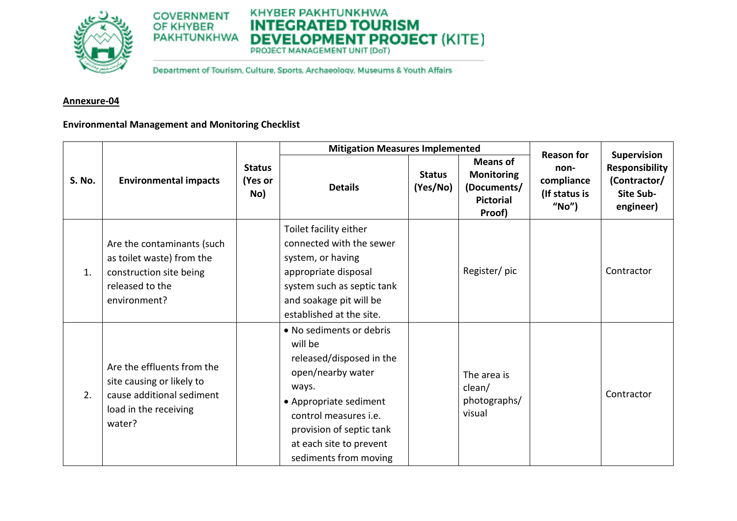**Annexure-04**

**Environmental Management and Monitoring Checklist**

| S. No. | Environmental impacts | Status (Yes or No) | Mitigation Measures Implemented | | | Reason for non-compliance (If status is "No") | Supervision Responsibility (Contractor/ Site Sub-engineer) |
|---|---|---|---|---|---|---|---|
| | | | Details | Status (Yes/No) | Means of Monitoring (Documents/ Pictorial Proof) | | |
| 1. | Are the contaminants (such as toilet waste) from the construction site being released to the environment? | | Toilet facility either connected with the sewer system, or having appropriate disposal system such as septic tank and soakage pit will be established at the site. | | Register/ pic | | Contractor |
| 2. | Are the effluents from the site causing or likely to cause additional sediment load in the receiving water? | | • No sediments or debris will be released/disposed in the open/nearby water ways.<br>• Appropriate sediment control measures i.e. provision of septic tank at each site to prevent sediments from moving | | The area is clean/ photographs/ visual | | Contractor |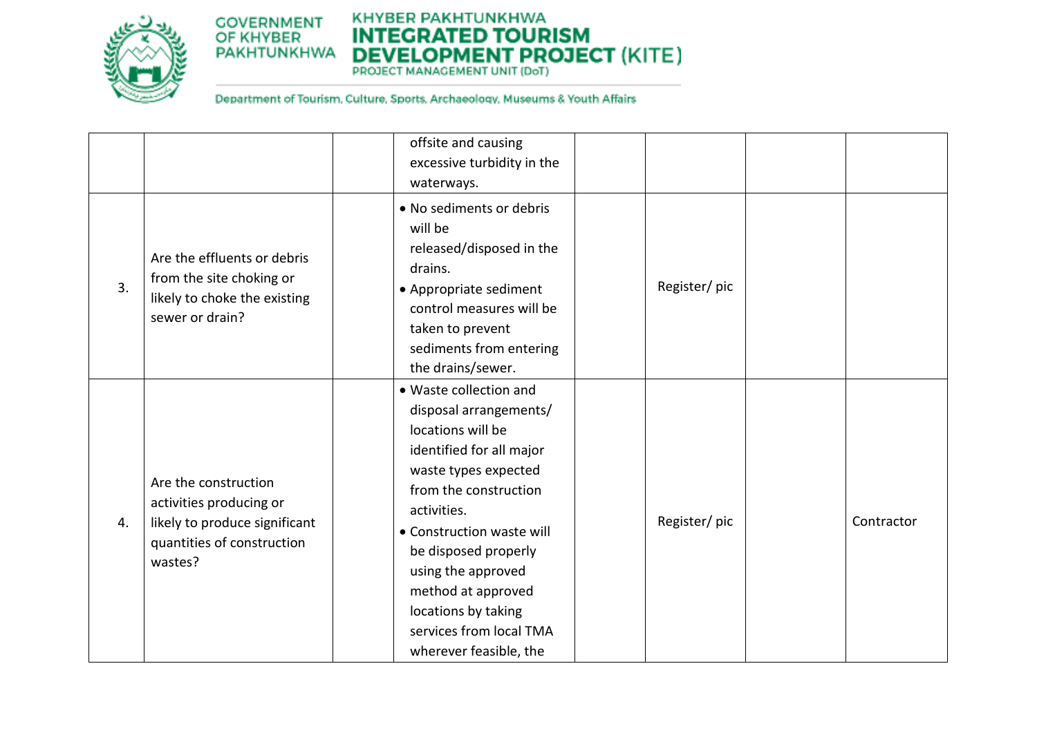| | | | | | | | |
|---|---|---|---|---|---|---|---|
| | | | offsite and causing excessive turbidity in the waterways. | | | | |
| 3. | Are the effluents or debris from the site choking or likely to choke the existing sewer or drain? | | • No sediments or debris will be released/disposed in the drains.<br>• Appropriate sediment control measures will be taken to prevent sediments from entering the drains/sewer. | | Register/ pic | | |
| 4. | Are the construction activities producing or likely to produce significant quantities of construction wastes? | | • Waste collection and disposal arrangements/ locations will be identified for all major waste types expected from the construction activities.<br>• Construction waste will be disposed properly using the approved method at approved locations by taking services from local TMA wherever feasible, the | | Register/ pic | | Contractor |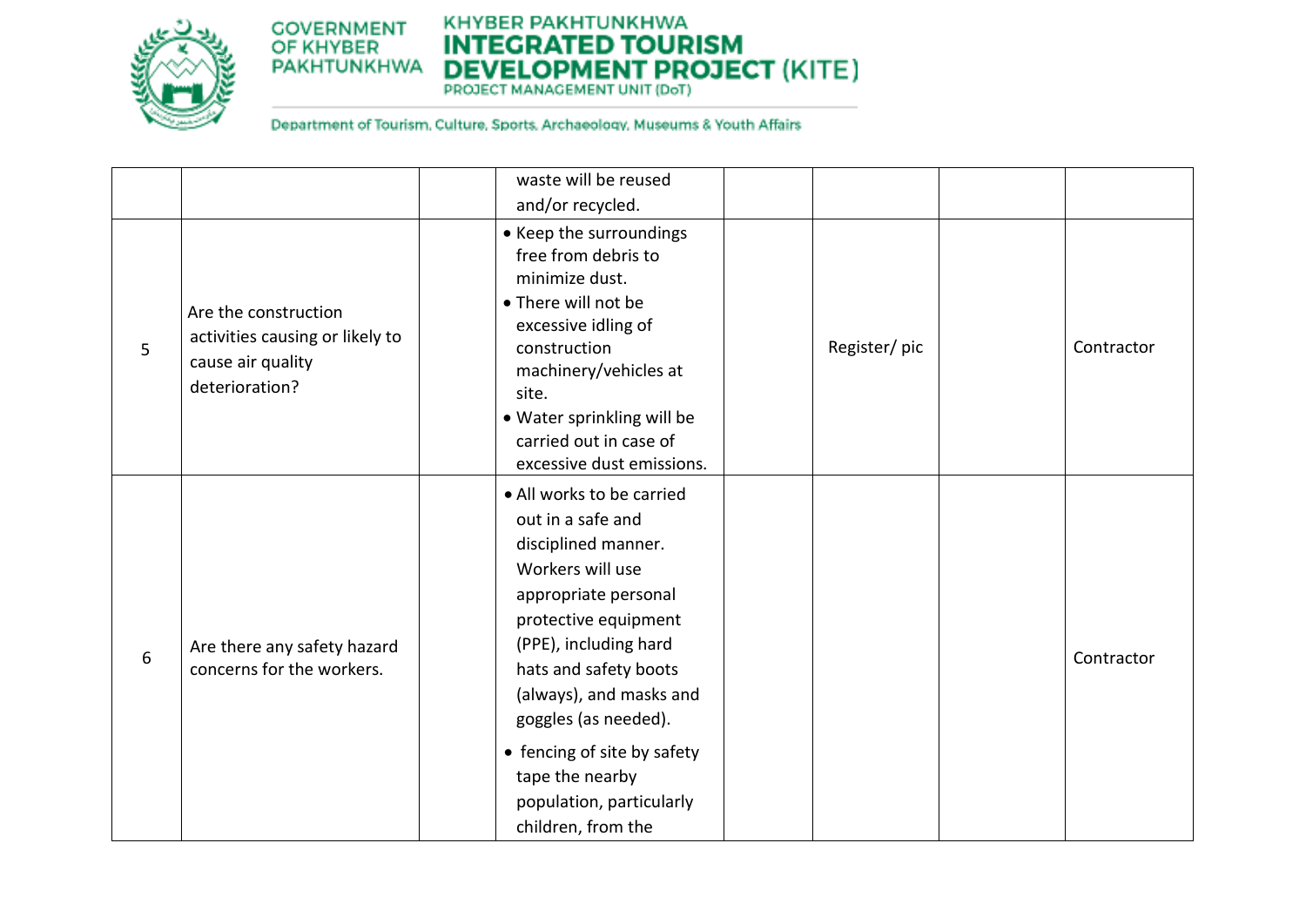|  |  |  |  |  |  |  |  |
|---|---|---|---|---|---|---|---|
|  |  |  | waste will be reused and/or recycled. |  |  |  |  |
| 5 | Are the construction activities causing or likely to cause air quality deterioration? |  | • Keep the surroundings free from debris to minimize dust.<br>• There will not be excessive idling of construction machinery/vehicles at site.<br>• Water sprinkling will be carried out in case of excessive dust emissions. |  | Register/ pic |  | Contractor |
| 6 | Are there any safety hazard concerns for the workers. |  | • All works to be carried out in a safe and disciplined manner. Workers will use appropriate personal protective equipment (PPE), including hard hats and safety boots (always), and masks and goggles (as needed).<br>• fencing of site by safety tape the nearby population, particularly children, from the |  |  |  | Contractor |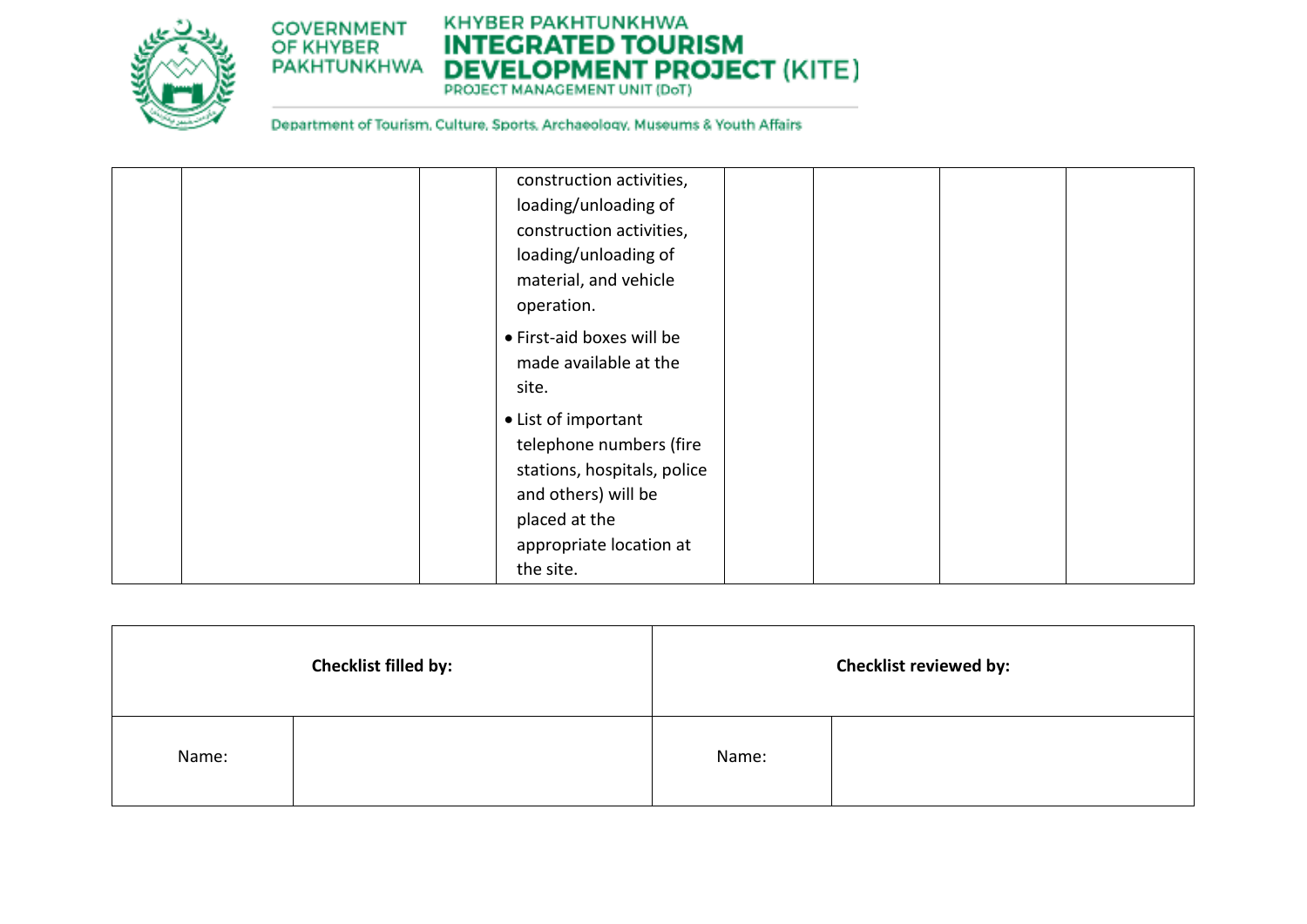| | | | construction activities, loading/unloading of construction activities, loading/unloading of material, and vehicle operation.<br>• First-aid boxes will be made available at the site.<br>• List of important telephone numbers (fire stations, hospitals, police and others) will be placed at the appropriate location at the site. | | | | |
|---|---|---|---|---|---|---|---|

| **Checklist filled by:** | | **Checklist reviewed by:** | |
|---|---|---|---|
| Name: | | Name: | |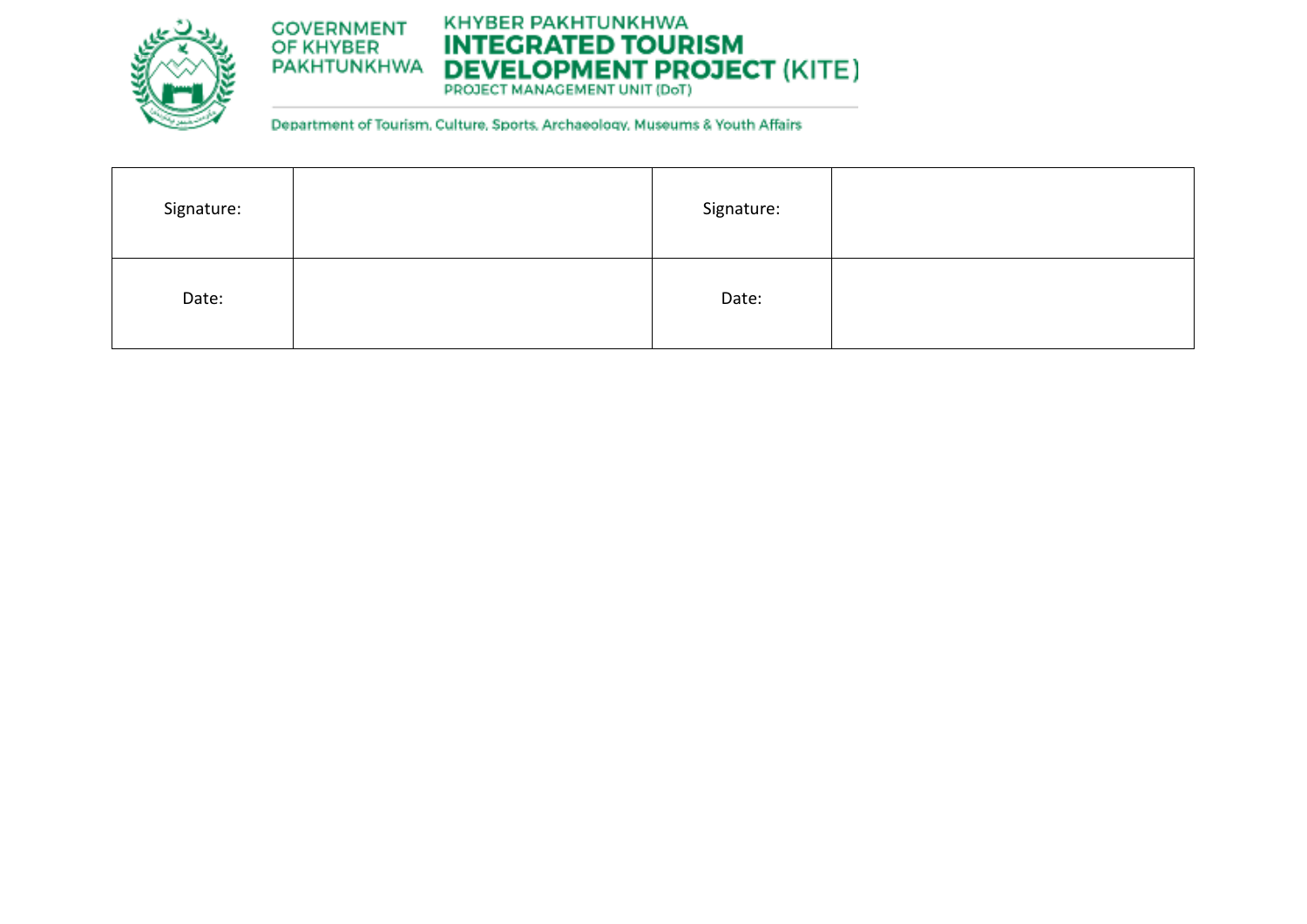| Signature: | | Signature: | |
|---|---|---|---|
| Date: | | Date: | |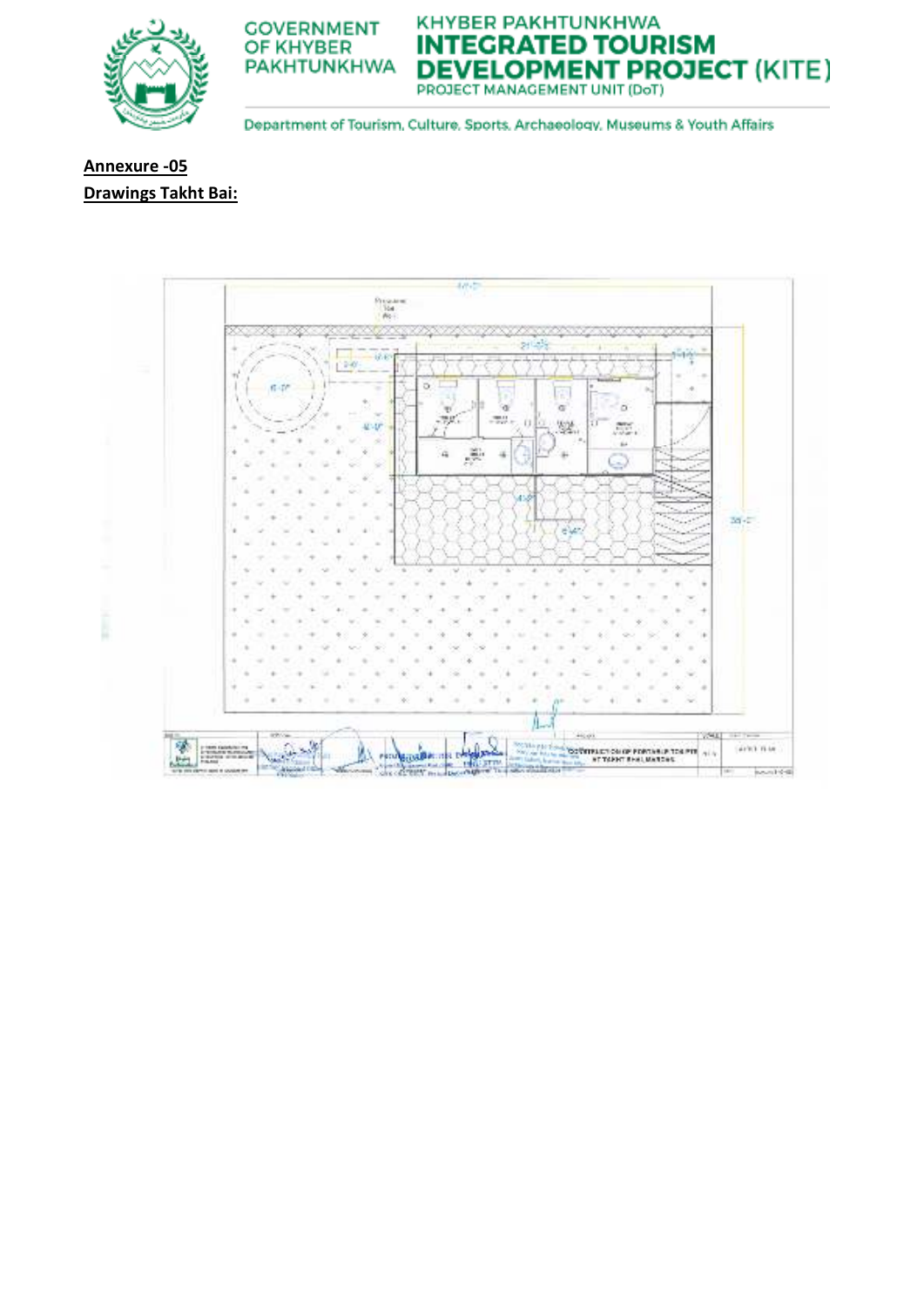**Annexure -05**

**Drawings Takht Bai:**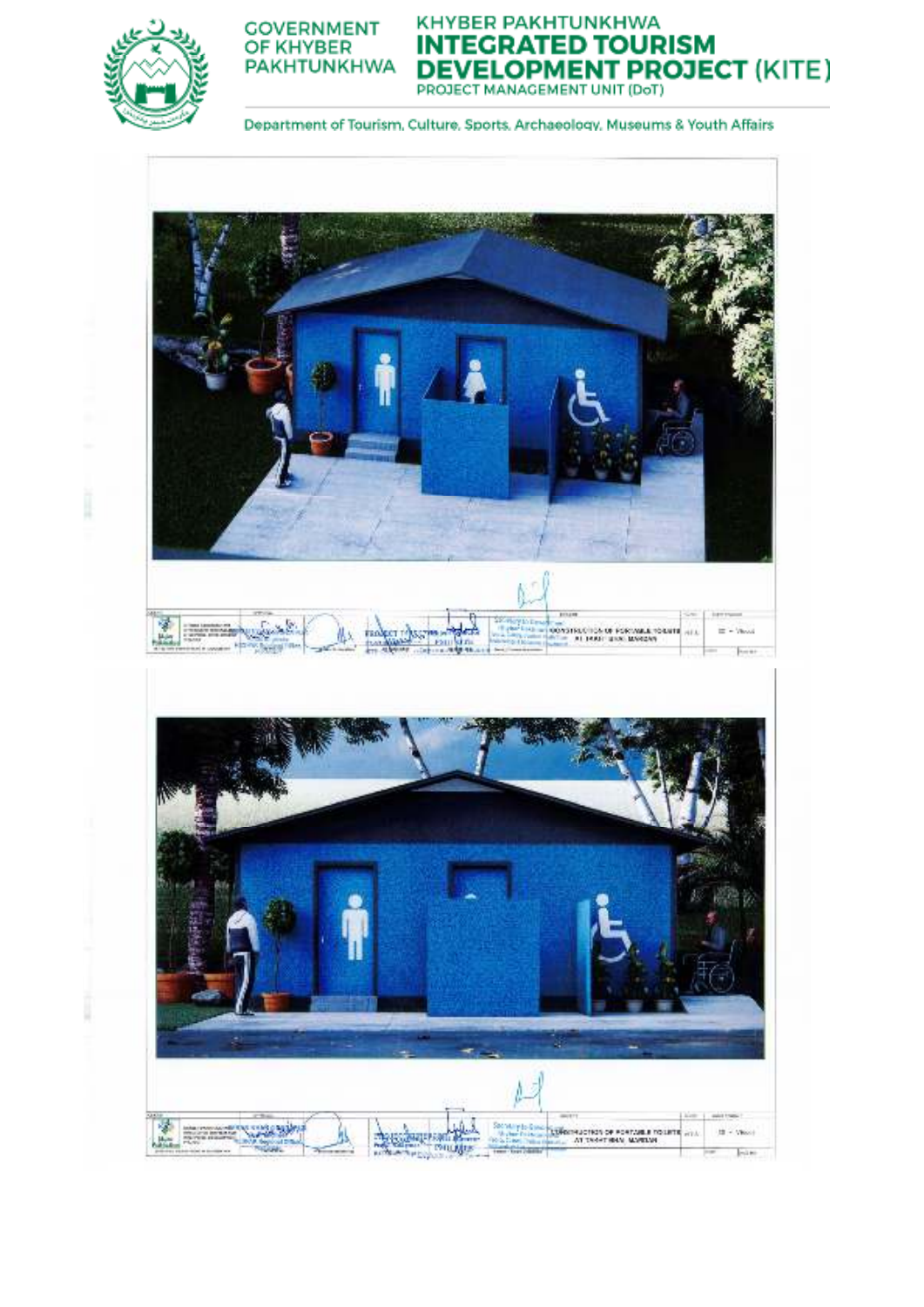GOVERNMENT OF KHYBER PAKHTUNKHWA

# KHYBER PAKHTUNKHWA INTEGRATED TOURISM DEVELOPMENT PROJECT (KITE)

PROJECT MANAGEMENT UNIT (DoT)

Department of Tourism, Culture, Sports, Archaeology, Museums & Youth Affairs

CONSTRUCTION OF PORTABLE TOILETS AT TAKHT BHAI, MARDAN

CONSTRUCTION OF PORTABLE TOILETS AT TAKHT BHAI, MARDAN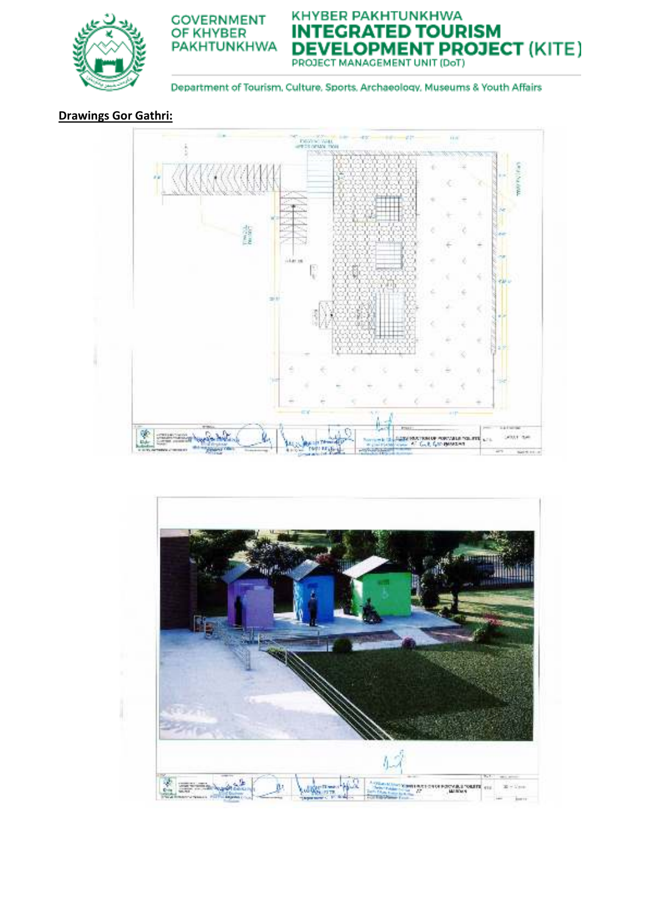**Drawings Gor Gathri:**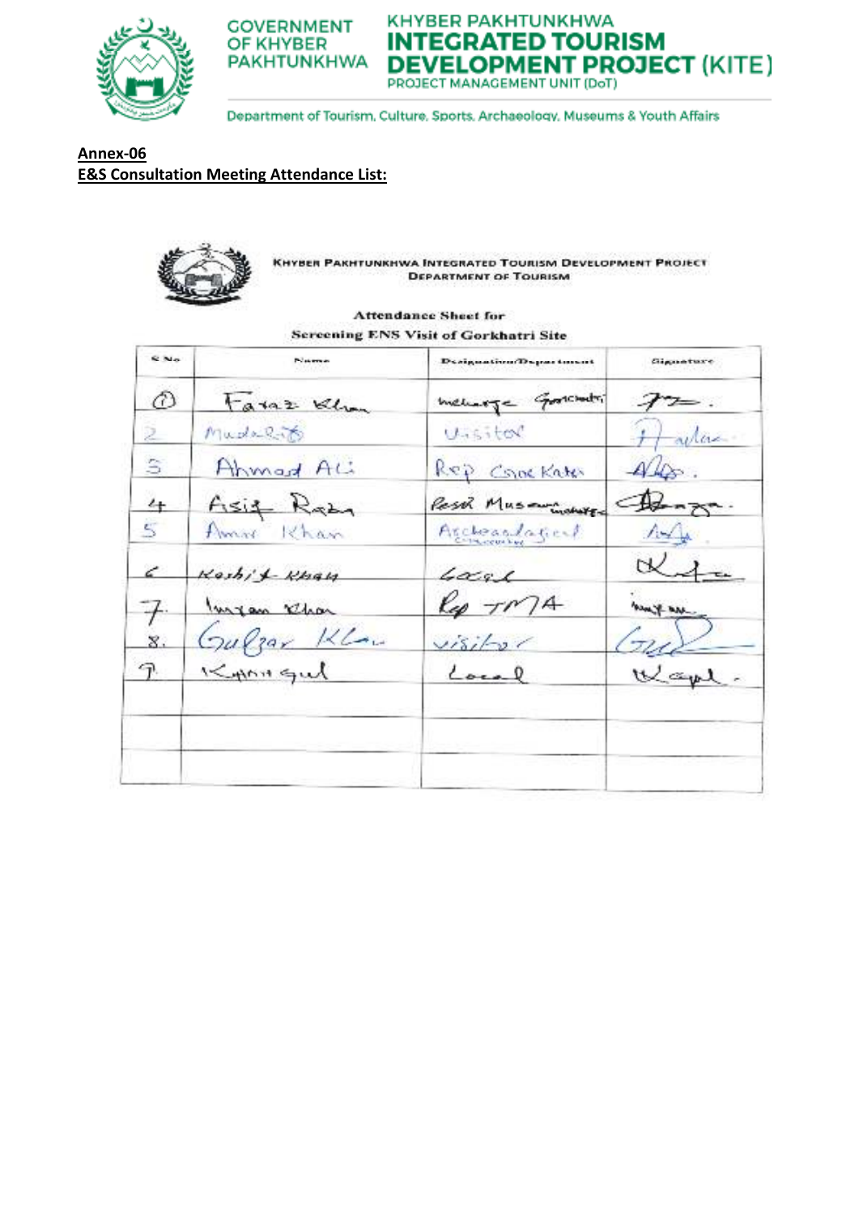**Annex-06**

**E&S Consultation Meeting Attendance List:**

KHYBER PAKHTUNKHWA INTEGRATED TOURISM DEVELOPMENT PROJECT
DEPARTMENT OF TOURISM

Attendance Sheet for
Screening ENS Visit of Gorkhatri Site

| S.No | Name | Designation/Department | Signature |
|---|---|---|---|
| 1 | Faraz Khan | Incharge Gorkhatri | |
| 2 | Mudassir | Visitor | |
| 3 | Ahmad Ali | Rep Cook Kata | |
| 4 | Asif Raza | Resd. Museum Incharge | |
| 5 | Amir Khan | Archaeological | |
| 6 | Kashif Khan | Local | |
| 7 | Imran Khan | Rep TMA | |
| 8. | Gulzar Khan | visitor | |
| 9. | Khan Gul | Local | |
| | | | |
| | | | |
| | | | |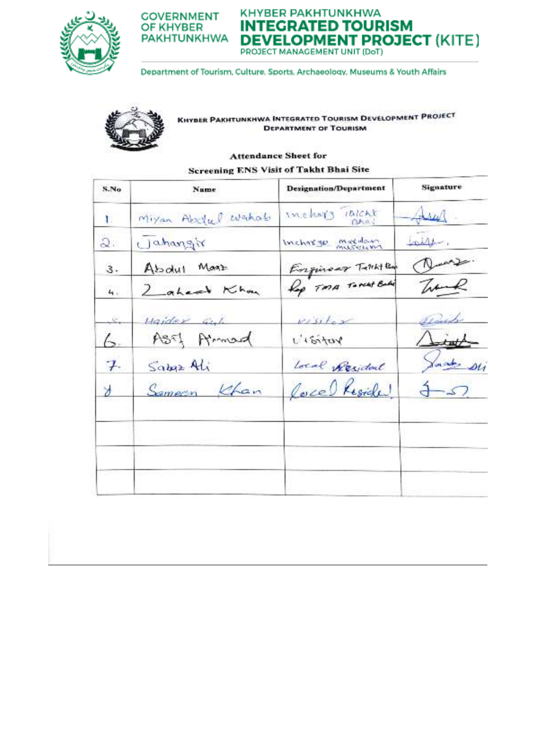KHYBER PAKHTUNKHWA INTEGRATED TOURISM DEVELOPMENT PROJECT
DEPARTMENT OF TOURISM

**Attendance Sheet for**
**Screening ENS Visit of Takht Bhai Site**

| S.No | Name | Designation/Department | Signature |
|---|---|---|---|
| 1. | Miyan Abdul Wahab | Incharge Takht Bhai | (signed) |
| 2. | Jahangir | Incharge Mardan Museum | (signed) |
| 3. | Abdul Maaz | Engineer Takht Bhai | (signed) |
| 4. | Zaheer Khan | Rep TMA Takht Bhai | (signed) |
| 5. | Haider Gul | Visitor | (signed) |
| 6. | Asif Ahmad | Visitor | (signed) |
| 7. | Sabaz Ali | Local Resident | (signed) |
| 8 | Sameen Khan | Local Resident | (signed) |
| | | | |
| | | | |
| | | | |
| | | | |